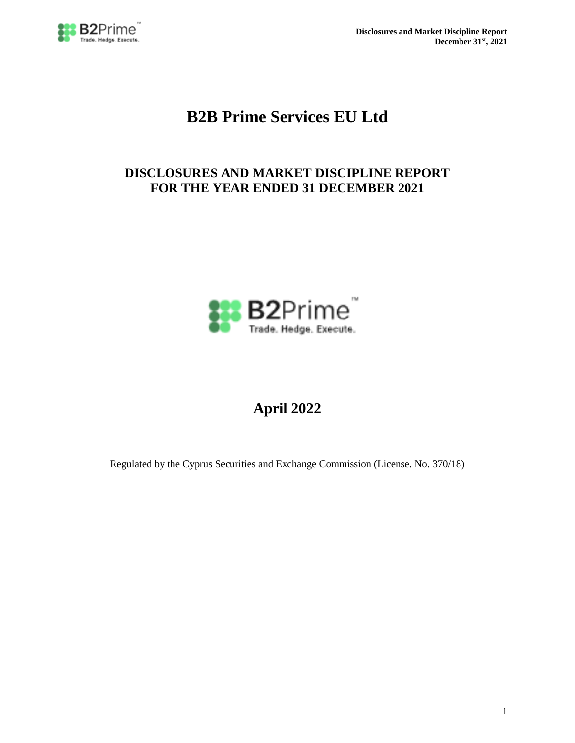# B2B Prime Services EU Ltd

## DISCLOSURES AND MARKET DISCIPLINE REPORT FOR THE YEAR ENDED 31 DECEMBER 2021

B2Prime™
Trade. Hedge. Execute.

## April 2022

Regulated by the Cyprus Securities and Exchange Commission (License. No. 370/18)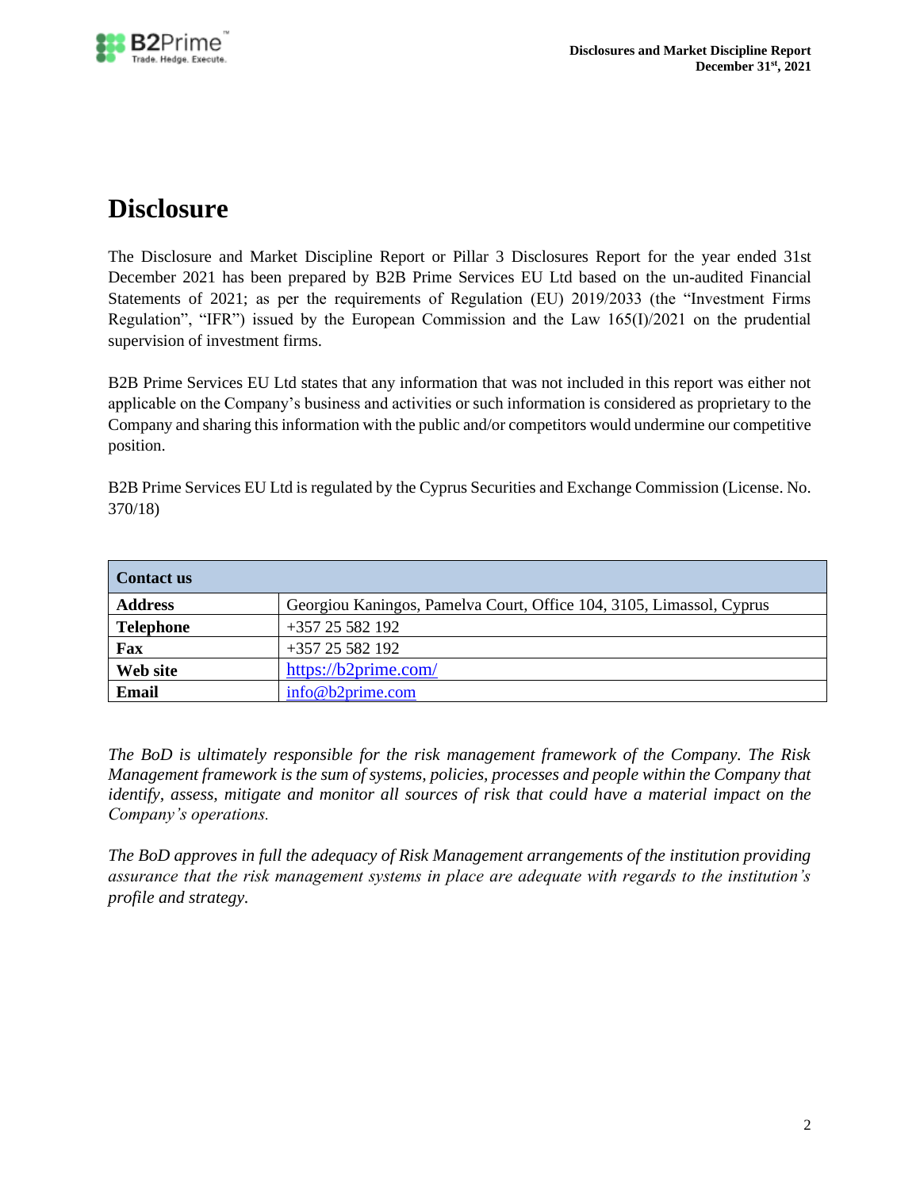# Disclosure

The Disclosure and Market Discipline Report or Pillar 3 Disclosures Report for the year ended 31st December 2021 has been prepared by B2B Prime Services EU Ltd based on the un-audited Financial Statements of 2021; as per the requirements of Regulation (EU) 2019/2033 (the "Investment Firms Regulation", "IFR") issued by the European Commission and the Law 165(I)/2021 on the prudential supervision of investment firms.

B2B Prime Services EU Ltd states that any information that was not included in this report was either not applicable on the Company's business and activities or such information is considered as proprietary to the Company and sharing this information with the public and/or competitors would undermine our competitive position.

B2B Prime Services EU Ltd is regulated by the Cyprus Securities and Exchange Commission (License. No. 370/18)

| **Contact us** | |
|---|---|
| **Address** | Georgiou Kaningos, Pamelva Court, Office 104, 3105, Limassol, Cyprus |
| **Telephone** | +357 25 582 192 |
| **Fax** | +357 25 582 192 |
| **Web site** | https://b2prime.com/ |
| **Email** | info@b2prime.com |

*The BoD is ultimately responsible for the risk management framework of the Company. The Risk Management framework is the sum of systems, policies, processes and people within the Company that identify, assess, mitigate and monitor all sources of risk that could have a material impact on the Company's operations.*

*The BoD approves in full the adequacy of Risk Management arrangements of the institution providing assurance that the risk management systems in place are adequate with regards to the institution's profile and strategy.*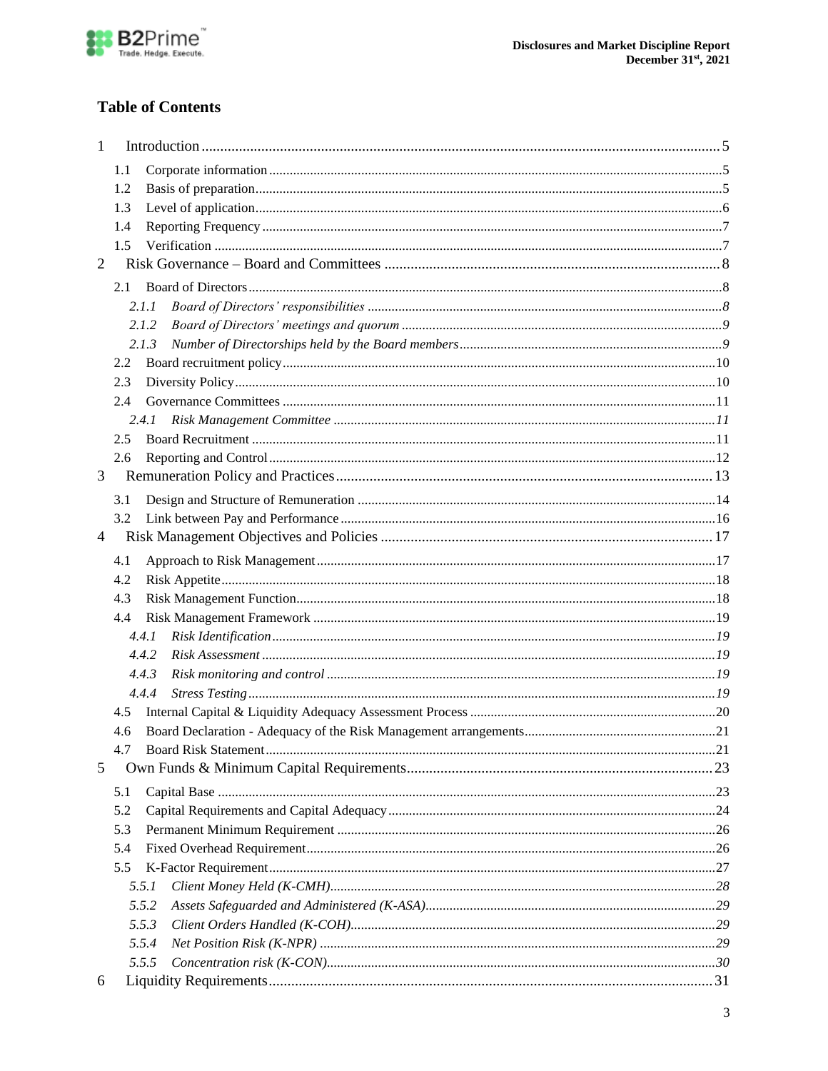## Table of Contents

1 Introduction ..... 5
- 1.1 Corporate information ..... 5
- 1.2 Basis of preparation ..... 5
- 1.3 Level of application ..... 6
- 1.4 Reporting Frequency ..... 7
- 1.5 Verification ..... 7

2 Risk Governance – Board and Committees ..... 8
- 2.1 Board of Directors ..... 8
  - *2.1.1 Board of Directors' responsibilities ..... 8*
  - *2.1.2 Board of Directors' meetings and quorum ..... 9*
  - *2.1.3 Number of Directorships held by the Board members ..... 9*
- 2.2 Board recruitment policy ..... 10
- 2.3 Diversity Policy ..... 10
- 2.4 Governance Committees ..... 11
  - *2.4.1 Risk Management Committee ..... 11*
- 2.5 Board Recruitment ..... 11
- 2.6 Reporting and Control ..... 12

3 Remuneration Policy and Practices ..... 13
- 3.1 Design and Structure of Remuneration ..... 14
- 3.2 Link between Pay and Performance ..... 16

4 Risk Management Objectives and Policies ..... 17
- 4.1 Approach to Risk Management ..... 17
- 4.2 Risk Appetite ..... 18
- 4.3 Risk Management Function ..... 18
- 4.4 Risk Management Framework ..... 19
  - *4.4.1 Risk Identification ..... 19*
  - *4.4.2 Risk Assessment ..... 19*
  - *4.4.3 Risk monitoring and control ..... 19*
  - *4.4.4 Stress Testing ..... 19*
- 4.5 Internal Capital & Liquidity Adequacy Assessment Process ..... 20
- 4.6 Board Declaration - Adequacy of the Risk Management arrangements ..... 21
- 4.7 Board Risk Statement ..... 21

5 Own Funds & Minimum Capital Requirements ..... 23
- 5.1 Capital Base ..... 23
- 5.2 Capital Requirements and Capital Adequacy ..... 24
- 5.3 Permanent Minimum Requirement ..... 26
- 5.4 Fixed Overhead Requirement ..... 26
- 5.5 K-Factor Requirement ..... 27
  - *5.5.1 Client Money Held (K-CMH) ..... 28*
  - *5.5.2 Assets Safeguarded and Administered (K-ASA) ..... 29*
  - *5.5.3 Client Orders Handled (K-COH) ..... 29*
  - *5.5.4 Net Position Risk (K-NPR) ..... 29*
  - *5.5.5 Concentration risk (K-CON) ..... 30*

6 Liquidity Requirements ..... 31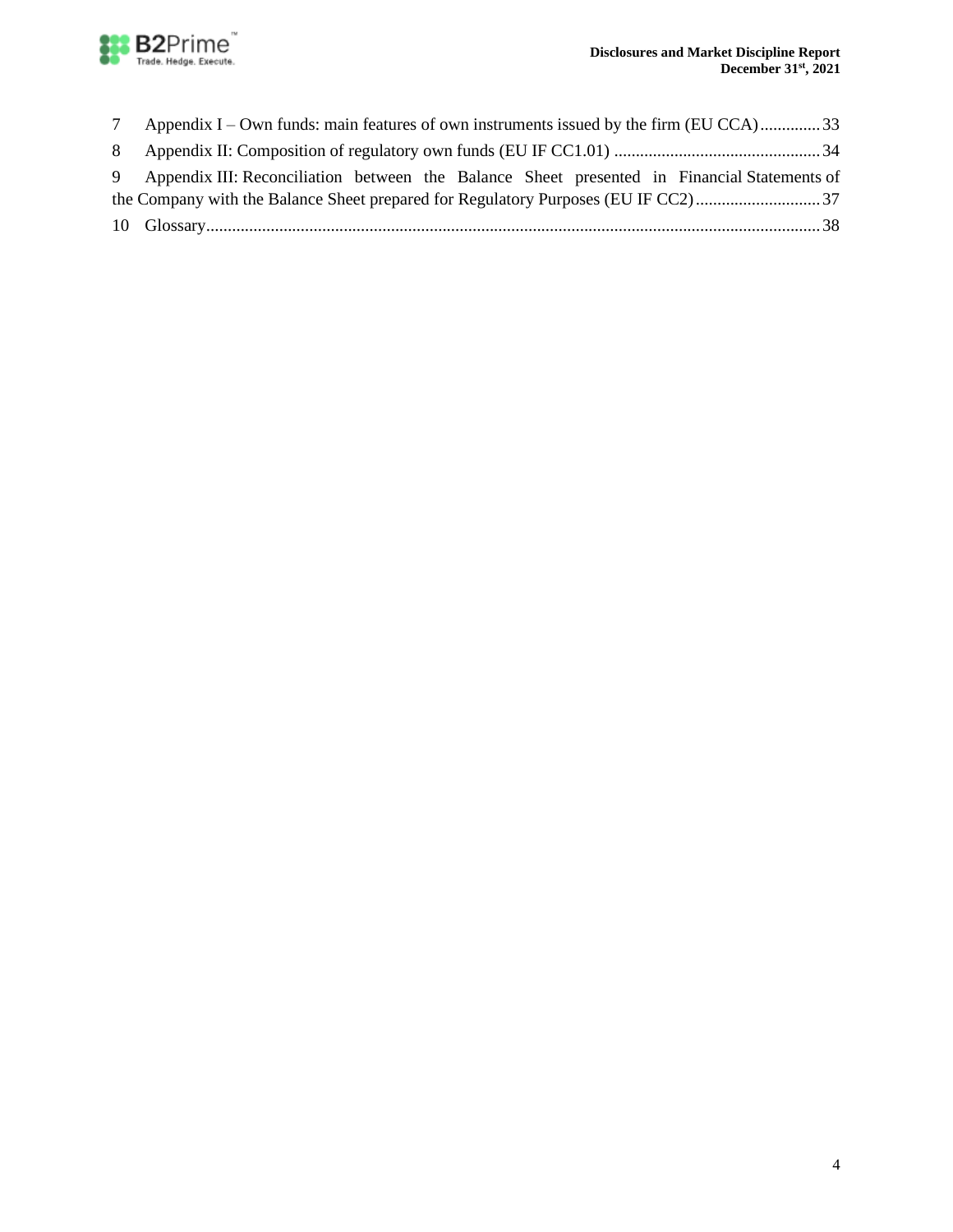7 Appendix I – Own funds: main features of own instruments issued by the firm (EU CCA) .............. 33

8 Appendix II: Composition of regulatory own funds (EU IF CC1.01) ................................................ 34

9 Appendix III: Reconciliation between the Balance Sheet presented in Financial Statements of the Company with the Balance Sheet prepared for Regulatory Purposes (EU IF CC2) ............................. 37

10 Glossary.............................................................................................................................................. 38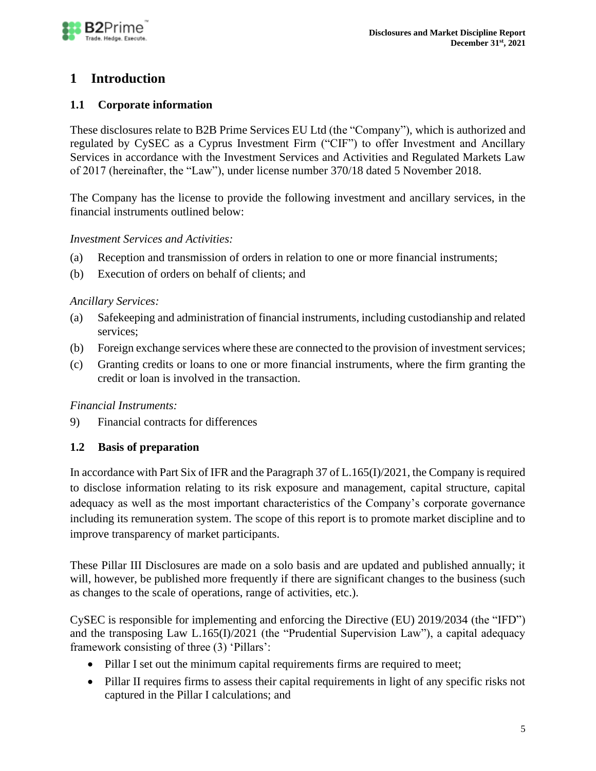# 1 Introduction

## 1.1 Corporate information

These disclosures relate to B2B Prime Services EU Ltd (the "Company"), which is authorized and regulated by CySEC as a Cyprus Investment Firm ("CIF") to offer Investment and Ancillary Services in accordance with the Investment Services and Activities and Regulated Markets Law of 2017 (hereinafter, the "Law"), under license number 370/18 dated 5 November 2018.

The Company has the license to provide the following investment and ancillary services, in the financial instruments outlined below:

*Investment Services and Activities:*

(a) Reception and transmission of orders in relation to one or more financial instruments;

(b) Execution of orders on behalf of clients; and

*Ancillary Services:*

(a) Safekeeping and administration of financial instruments, including custodianship and related services;

(b) Foreign exchange services where these are connected to the provision of investment services;

(c) Granting credits or loans to one or more financial instruments, where the firm granting the credit or loan is involved in the transaction.

*Financial Instruments:*

9) Financial contracts for differences

## 1.2 Basis of preparation

In accordance with Part Six of IFR and the Paragraph 37 of L.165(I)/2021, the Company is required to disclose information relating to its risk exposure and management, capital structure, capital adequacy as well as the most important characteristics of the Company's corporate governance including its remuneration system. The scope of this report is to promote market discipline and to improve transparency of market participants.

These Pillar III Disclosures are made on a solo basis and are updated and published annually; it will, however, be published more frequently if there are significant changes to the business (such as changes to the scale of operations, range of activities, etc.).

CySEC is responsible for implementing and enforcing the Directive (EU) 2019/2034 (the "IFD") and the transposing Law L.165(I)/2021 (the "Prudential Supervision Law"), a capital adequacy framework consisting of three (3) 'Pillars':

- Pillar I set out the minimum capital requirements firms are required to meet;
- Pillar II requires firms to assess their capital requirements in light of any specific risks not captured in the Pillar I calculations; and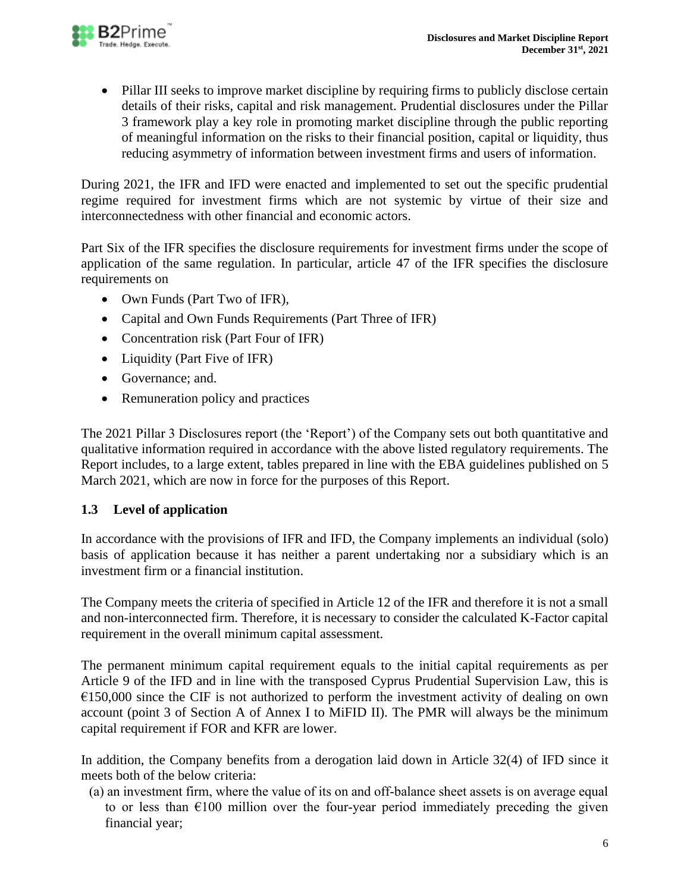- Pillar III seeks to improve market discipline by requiring firms to publicly disclose certain details of their risks, capital and risk management. Prudential disclosures under the Pillar 3 framework play a key role in promoting market discipline through the public reporting of meaningful information on the risks to their financial position, capital or liquidity, thus reducing asymmetry of information between investment firms and users of information.

During 2021, the IFR and IFD were enacted and implemented to set out the specific prudential regime required for investment firms which are not systemic by virtue of their size and interconnectedness with other financial and economic actors.

Part Six of the IFR specifies the disclosure requirements for investment firms under the scope of application of the same regulation. In particular, article 47 of the IFR specifies the disclosure requirements on

- Own Funds (Part Two of IFR),
- Capital and Own Funds Requirements (Part Three of IFR)
- Concentration risk (Part Four of IFR)
- Liquidity (Part Five of IFR)
- Governance; and.
- Remuneration policy and practices

The 2021 Pillar 3 Disclosures report (the 'Report') of the Company sets out both quantitative and qualitative information required in accordance with the above listed regulatory requirements. The Report includes, to a large extent, tables prepared in line with the EBA guidelines published on 5 March 2021, which are now in force for the purposes of this Report.

## 1.3 Level of application

In accordance with the provisions of IFR and IFD, the Company implements an individual (solo) basis of application because it has neither a parent undertaking nor a subsidiary which is an investment firm or a financial institution.

The Company meets the criteria of specified in Article 12 of the IFR and therefore it is not a small and non-interconnected firm. Therefore, it is necessary to consider the calculated K-Factor capital requirement in the overall minimum capital assessment.

The permanent minimum capital requirement equals to the initial capital requirements as per Article 9 of the IFD and in line with the transposed Cyprus Prudential Supervision Law, this is €150,000 since the CIF is not authorized to perform the investment activity of dealing on own account (point 3 of Section A of Annex I to MiFID II). The PMR will always be the minimum capital requirement if FOR and KFR are lower.

In addition, the Company benefits from a derogation laid down in Article 32(4) of IFD since it meets both of the below criteria:

(a) an investment firm, where the value of its on and off-balance sheet assets is on average equal to or less than €100 million over the four-year period immediately preceding the given financial year;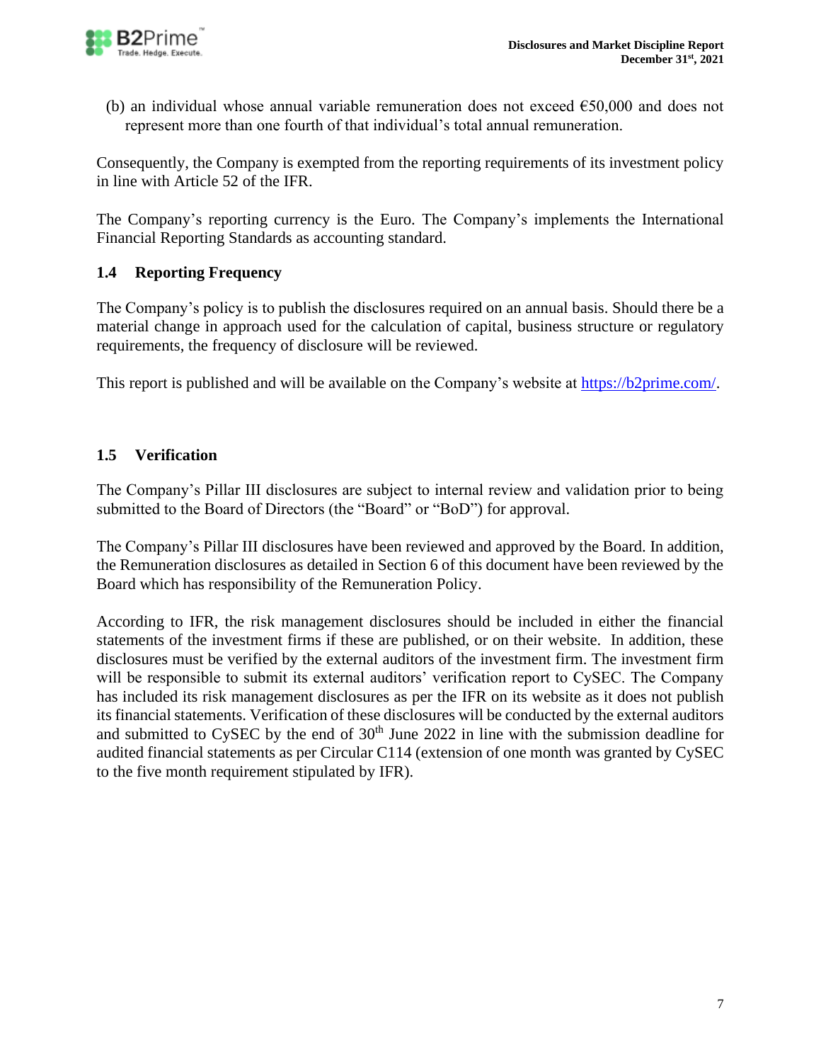(b) an individual whose annual variable remuneration does not exceed €50,000 and does not represent more than one fourth of that individual's total annual remuneration.

Consequently, the Company is exempted from the reporting requirements of its investment policy in line with Article 52 of the IFR.

The Company's reporting currency is the Euro. The Company's implements the International Financial Reporting Standards as accounting standard.

### 1.4 Reporting Frequency

The Company's policy is to publish the disclosures required on an annual basis. Should there be a material change in approach used for the calculation of capital, business structure or regulatory requirements, the frequency of disclosure will be reviewed.

This report is published and will be available on the Company's website at [https://b2prime.com/](https://b2prime.com/).

### 1.5 Verification

The Company's Pillar III disclosures are subject to internal review and validation prior to being submitted to the Board of Directors (the "Board" or "BoD") for approval.

The Company's Pillar III disclosures have been reviewed and approved by the Board. In addition, the Remuneration disclosures as detailed in Section 6 of this document have been reviewed by the Board which has responsibility of the Remuneration Policy.

According to IFR, the risk management disclosures should be included in either the financial statements of the investment firms if these are published, or on their website. In addition, these disclosures must be verified by the external auditors of the investment firm. The investment firm will be responsible to submit its external auditors' verification report to CySEC. The Company has included its risk management disclosures as per the IFR on its website as it does not publish its financial statements. Verification of these disclosures will be conducted by the external auditors and submitted to CySEC by the end of 30th June 2022 in line with the submission deadline for audited financial statements as per Circular C114 (extension of one month was granted by CySEC to the five month requirement stipulated by IFR).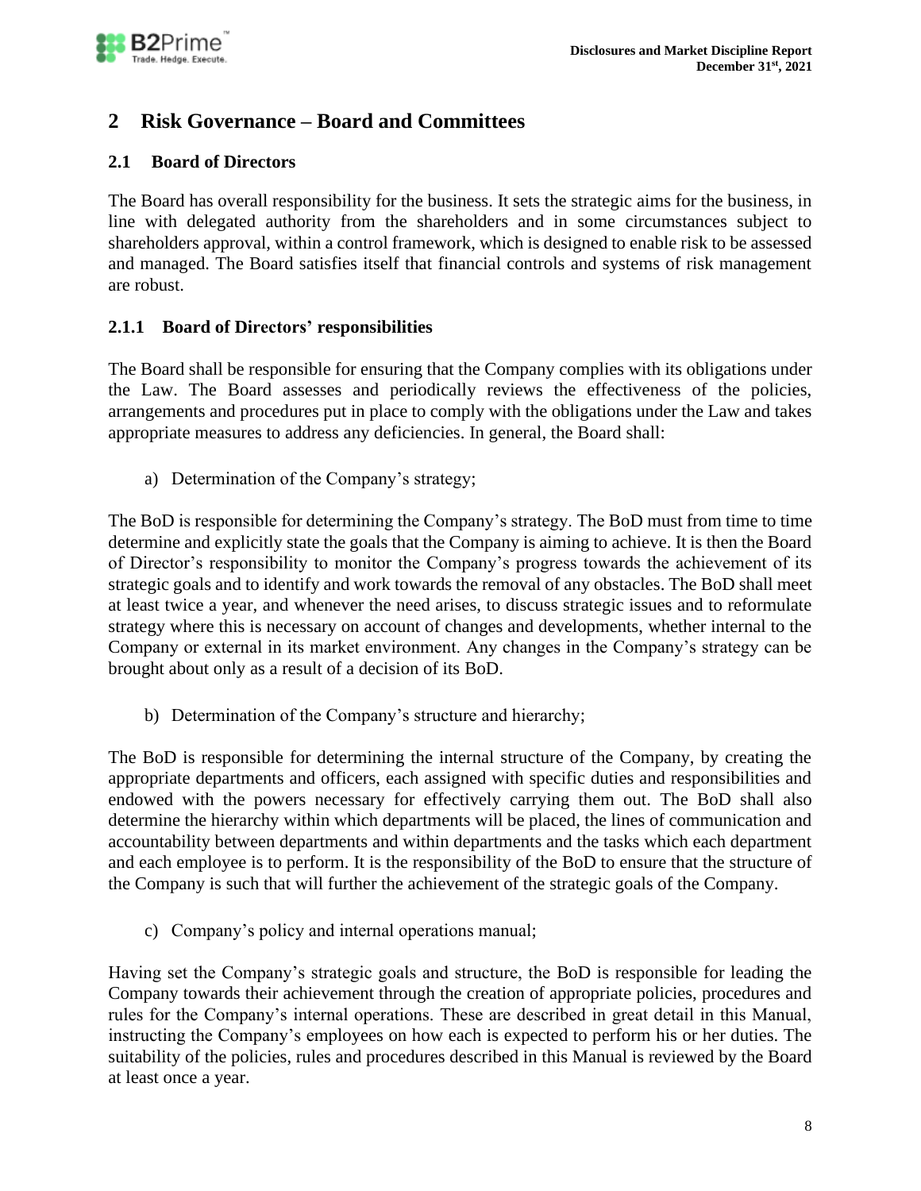## 2 Risk Governance – Board and Committees

### 2.1 Board of Directors

The Board has overall responsibility for the business. It sets the strategic aims for the business, in line with delegated authority from the shareholders and in some circumstances subject to shareholders approval, within a control framework, which is designed to enable risk to be assessed and managed. The Board satisfies itself that financial controls and systems of risk management are robust.

#### 2.1.1 Board of Directors' responsibilities

The Board shall be responsible for ensuring that the Company complies with its obligations under the Law. The Board assesses and periodically reviews the effectiveness of the policies, arrangements and procedures put in place to comply with the obligations under the Law and takes appropriate measures to address any deficiencies. In general, the Board shall:

a) Determination of the Company's strategy;

The BoD is responsible for determining the Company's strategy. The BoD must from time to time determine and explicitly state the goals that the Company is aiming to achieve. It is then the Board of Director's responsibility to monitor the Company's progress towards the achievement of its strategic goals and to identify and work towards the removal of any obstacles. The BoD shall meet at least twice a year, and whenever the need arises, to discuss strategic issues and to reformulate strategy where this is necessary on account of changes and developments, whether internal to the Company or external in its market environment. Any changes in the Company's strategy can be brought about only as a result of a decision of its BoD.

b) Determination of the Company's structure and hierarchy;

The BoD is responsible for determining the internal structure of the Company, by creating the appropriate departments and officers, each assigned with specific duties and responsibilities and endowed with the powers necessary for effectively carrying them out. The BoD shall also determine the hierarchy within which departments will be placed, the lines of communication and accountability between departments and within departments and the tasks which each department and each employee is to perform. It is the responsibility of the BoD to ensure that the structure of the Company is such that will further the achievement of the strategic goals of the Company.

c) Company's policy and internal operations manual;

Having set the Company's strategic goals and structure, the BoD is responsible for leading the Company towards their achievement through the creation of appropriate policies, procedures and rules for the Company's internal operations. These are described in great detail in this Manual, instructing the Company's employees on how each is expected to perform his or her duties. The suitability of the policies, rules and procedures described in this Manual is reviewed by the Board at least once a year.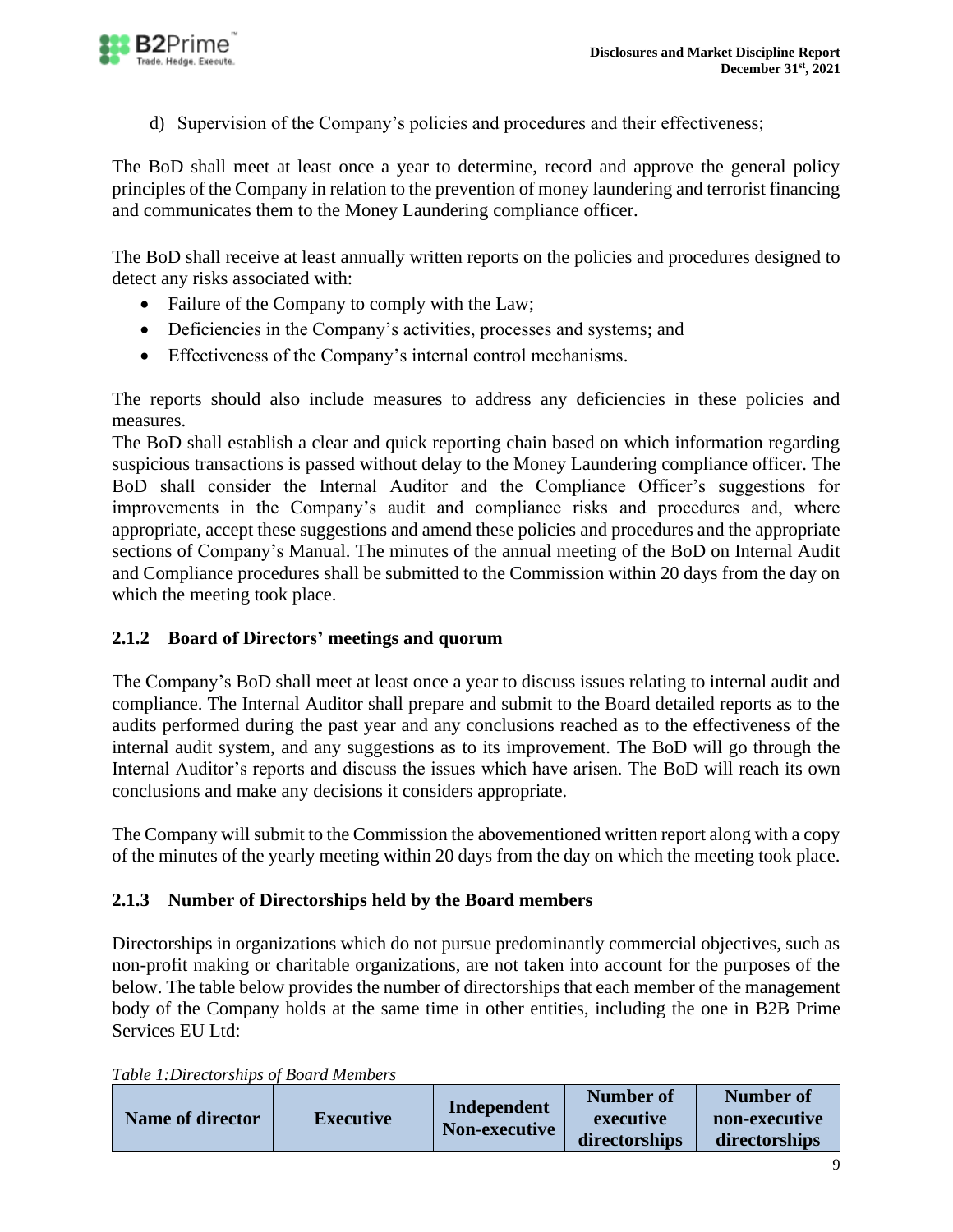d) Supervision of the Company's policies and procedures and their effectiveness;

The BoD shall meet at least once a year to determine, record and approve the general policy principles of the Company in relation to the prevention of money laundering and terrorist financing and communicates them to the Money Laundering compliance officer.

The BoD shall receive at least annually written reports on the policies and procedures designed to detect any risks associated with:

- Failure of the Company to comply with the Law;
- Deficiencies in the Company's activities, processes and systems; and
- Effectiveness of the Company's internal control mechanisms.

The reports should also include measures to address any deficiencies in these policies and measures.
The BoD shall establish a clear and quick reporting chain based on which information regarding suspicious transactions is passed without delay to the Money Laundering compliance officer. The BoD shall consider the Internal Auditor and the Compliance Officer's suggestions for improvements in the Company's audit and compliance risks and procedures and, where appropriate, accept these suggestions and amend these policies and procedures and the appropriate sections of Company's Manual. The minutes of the annual meeting of the BoD on Internal Audit and Compliance procedures shall be submitted to the Commission within 20 days from the day on which the meeting took place.

### 2.1.2 Board of Directors' meetings and quorum

The Company's BoD shall meet at least once a year to discuss issues relating to internal audit and compliance. The Internal Auditor shall prepare and submit to the Board detailed reports as to the audits performed during the past year and any conclusions reached as to the effectiveness of the internal audit system, and any suggestions as to its improvement. The BoD will go through the Internal Auditor's reports and discuss the issues which have arisen. The BoD will reach its own conclusions and make any decisions it considers appropriate.

The Company will submit to the Commission the abovementioned written report along with a copy of the minutes of the yearly meeting within 20 days from the day on which the meeting took place.

### 2.1.3 Number of Directorships held by the Board members

Directorships in organizations which do not pursue predominantly commercial objectives, such as non-profit making or charitable organizations, are not taken into account for the purposes of the below. The table below provides the number of directorships that each member of the management body of the Company holds at the same time in other entities, including the one in B2B Prime Services EU Ltd:

*Table 1:Directorships of Board Members*

| Name of director | Executive | Independent Non-executive | Number of executive directorships | Number of non-executive directorships |
|---|---|---|---|---|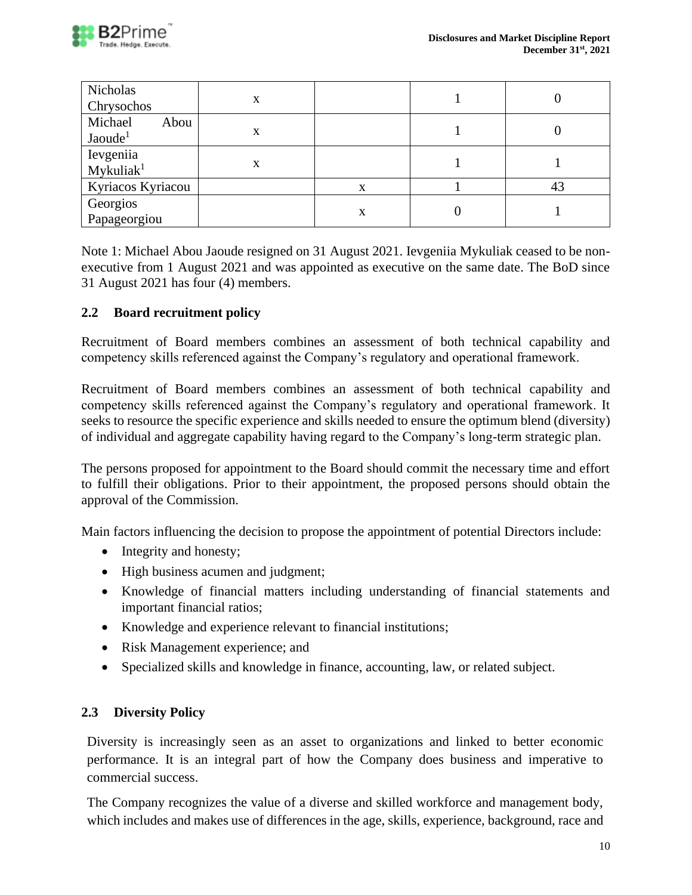| Nicholas Chrysochos | x | | 1 | 0 |
|---|---|---|---|---|
| Michael Abou Jaoude[1] | x | | 1 | 0 |
| Ievgeniia Mykuliak[1] | x | | 1 | 1 |
| Kyriacos Kyriacou | | x | 1 | 43 |
| Georgios Papageorgiou | | x | 0 | 1 |

Note 1: Michael Abou Jaoude resigned on 31 August 2021. Ievgeniia Mykuliak ceased to be non-executive from 1 August 2021 and was appointed as executive on the same date. The BoD since 31 August 2021 has four (4) members.

## 2.2 Board recruitment policy

Recruitment of Board members combines an assessment of both technical capability and competency skills referenced against the Company's regulatory and operational framework.

Recruitment of Board members combines an assessment of both technical capability and competency skills referenced against the Company's regulatory and operational framework. It seeks to resource the specific experience and skills needed to ensure the optimum blend (diversity) of individual and aggregate capability having regard to the Company's long-term strategic plan.

The persons proposed for appointment to the Board should commit the necessary time and effort to fulfill their obligations. Prior to their appointment, the proposed persons should obtain the approval of the Commission.

Main factors influencing the decision to propose the appointment of potential Directors include:

- Integrity and honesty;
- High business acumen and judgment;
- Knowledge of financial matters including understanding of financial statements and important financial ratios;
- Knowledge and experience relevant to financial institutions;
- Risk Management experience; and
- Specialized skills and knowledge in finance, accounting, law, or related subject.

## 2.3 Diversity Policy

Diversity is increasingly seen as an asset to organizations and linked to better economic performance. It is an integral part of how the Company does business and imperative to commercial success.

The Company recognizes the value of a diverse and skilled workforce and management body, which includes and makes use of differences in the age, skills, experience, background, race and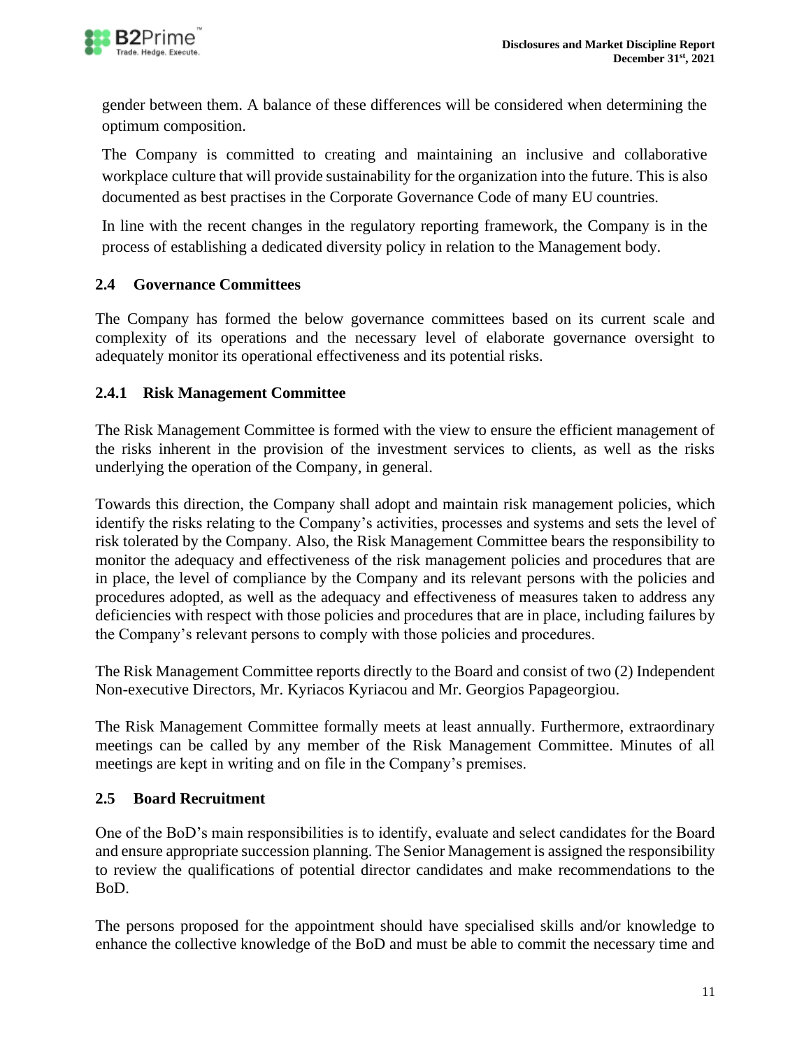gender between them. A balance of these differences will be considered when determining the optimum composition.

The Company is committed to creating and maintaining an inclusive and collaborative workplace culture that will provide sustainability for the organization into the future. This is also documented as best practises in the Corporate Governance Code of many EU countries.

In line with the recent changes in the regulatory reporting framework, the Company is in the process of establishing a dedicated diversity policy in relation to the Management body.

## 2.4 Governance Committees

The Company has formed the below governance committees based on its current scale and complexity of its operations and the necessary level of elaborate governance oversight to adequately monitor its operational effectiveness and its potential risks.

### 2.4.1 Risk Management Committee

The Risk Management Committee is formed with the view to ensure the efficient management of the risks inherent in the provision of the investment services to clients, as well as the risks underlying the operation of the Company, in general.

Towards this direction, the Company shall adopt and maintain risk management policies, which identify the risks relating to the Company's activities, processes and systems and sets the level of risk tolerated by the Company. Also, the Risk Management Committee bears the responsibility to monitor the adequacy and effectiveness of the risk management policies and procedures that are in place, the level of compliance by the Company and its relevant persons with the policies and procedures adopted, as well as the adequacy and effectiveness of measures taken to address any deficiencies with respect with those policies and procedures that are in place, including failures by the Company's relevant persons to comply with those policies and procedures.

The Risk Management Committee reports directly to the Board and consist of two (2) Independent Non-executive Directors, Mr. Kyriacos Kyriacou and Mr. Georgios Papageorgiou.

The Risk Management Committee formally meets at least annually. Furthermore, extraordinary meetings can be called by any member of the Risk Management Committee. Minutes of all meetings are kept in writing and on file in the Company's premises.

## 2.5 Board Recruitment

One of the BoD's main responsibilities is to identify, evaluate and select candidates for the Board and ensure appropriate succession planning. The Senior Management is assigned the responsibility to review the qualifications of potential director candidates and make recommendations to the BoD.

The persons proposed for the appointment should have specialised skills and/or knowledge to enhance the collective knowledge of the BoD and must be able to commit the necessary time and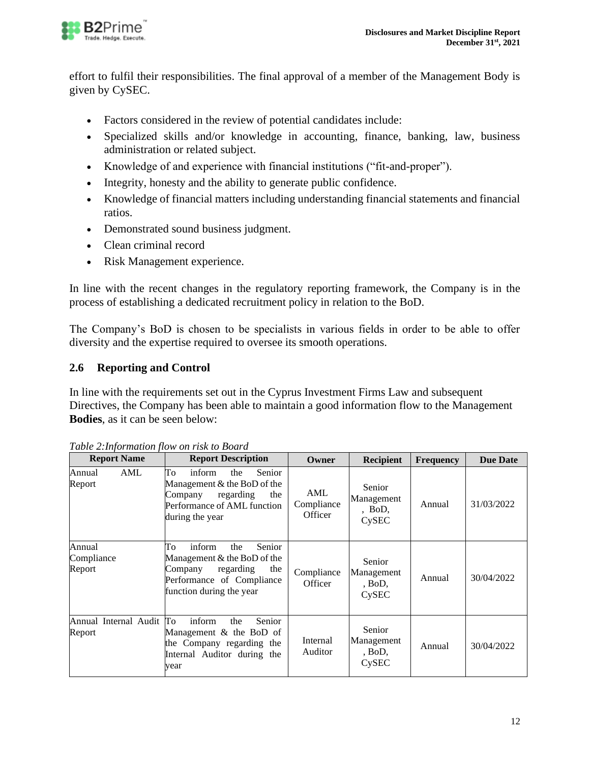effort to fulfil their responsibilities. The final approval of a member of the Management Body is given by CySEC.

- Factors considered in the review of potential candidates include:
- Specialized skills and/or knowledge in accounting, finance, banking, law, business administration or related subject.
- Knowledge of and experience with financial institutions ("fit-and-proper").
- Integrity, honesty and the ability to generate public confidence.
- Knowledge of financial matters including understanding financial statements and financial ratios.
- Demonstrated sound business judgment.
- Clean criminal record
- Risk Management experience.

In line with the recent changes in the regulatory reporting framework, the Company is in the process of establishing a dedicated recruitment policy in relation to the BoD.

The Company's BoD is chosen to be specialists in various fields in order to be able to offer diversity and the expertise required to oversee its smooth operations.

## 2.6 Reporting and Control

In line with the requirements set out in the Cyprus Investment Firms Law and subsequent Directives, the Company has been able to maintain a good information flow to the Management **Bodies**, as it can be seen below:

*Table 2:Information flow on risk to Board*

| Report Name | Report Description | Owner | Recipient | Frequency | Due Date |
|---|---|---|---|---|---|
| Annual AML Report | To inform the Senior Management & the BoD of the Company regarding the Performance of AML function during the year | AML Compliance Officer | Senior Management, BoD, CySEC | Annual | 31/03/2022 |
| Annual Compliance Report | To inform the Senior Management & the BoD of the Company regarding the Performance of Compliance function during the year | Compliance Officer | Senior Management, BoD, CySEC | Annual | 30/04/2022 |
| Annual Internal Audit Report | To inform the Senior Management & the BoD of the Company regarding the Internal Auditor during the year | Internal Auditor | Senior Management, BoD, CySEC | Annual | 30/04/2022 |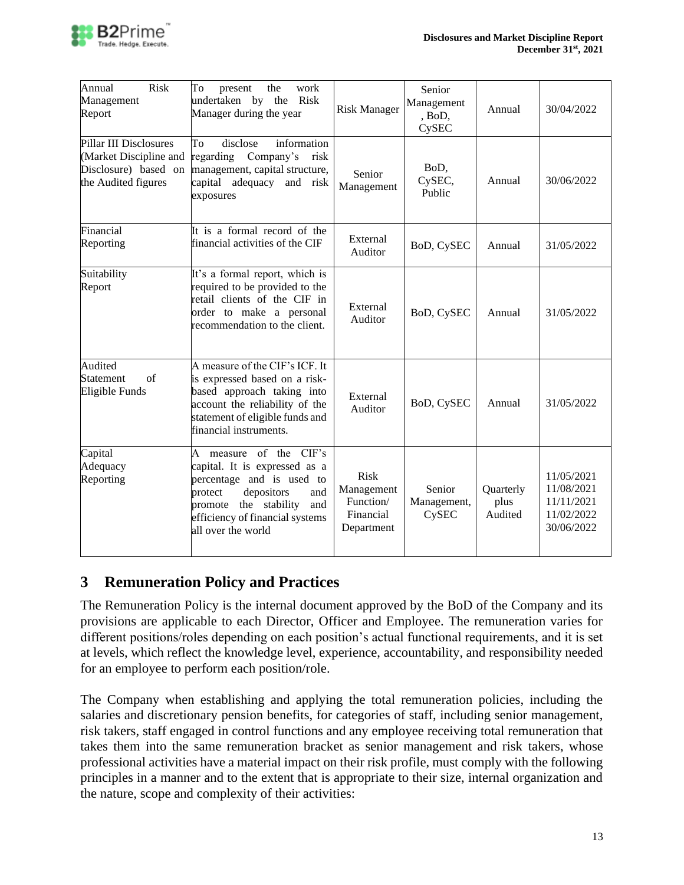| Annual Risk Management Report | To present the work undertaken by the Risk Manager during the year | Risk Manager | Senior Management, BoD, CySEC | Annual | 30/04/2022 |
|---|---|---|---|---|---|
| Pillar III Disclosures (Market Discipline and Disclosure) based on the Audited figures | To disclose information regarding Company's risk management, capital structure, capital adequacy and risk exposures | Senior Management | BoD, CySEC, Public | Annual | 30/06/2022 |
| Financial Reporting | It is a formal record of the financial activities of the CIF | External Auditor | BoD, CySEC | Annual | 31/05/2022 |
| Suitability Report | It's a formal report, which is required to be provided to the retail clients of the CIF in order to make a personal recommendation to the client. | External Auditor | BoD, CySEC | Annual | 31/05/2022 |
| Audited Statement of Eligible Funds | A measure of the CIF's ICF. It is expressed based on a risk-based approach taking into account the reliability of the statement of eligible funds and financial instruments. | External Auditor | BoD, CySEC | Annual | 31/05/2022 |
| Capital Adequacy Reporting | A measure of the CIF's capital. It is expressed as a percentage and is used to protect depositors and promote the stability and efficiency of financial systems all over the world | Risk Management Function/ Financial Department | Senior Management, CySEC | Quarterly plus Audited | 11/05/2021<br>11/08/2021<br>11/11/2021<br>11/02/2022<br>30/06/2022 |

# 3 Remuneration Policy and Practices

The Remuneration Policy is the internal document approved by the BoD of the Company and its provisions are applicable to each Director, Officer and Employee. The remuneration varies for different positions/roles depending on each position's actual functional requirements, and it is set at levels, which reflect the knowledge level, experience, accountability, and responsibility needed for an employee to perform each position/role.

The Company when establishing and applying the total remuneration policies, including the salaries and discretionary pension benefits, for categories of staff, including senior management, risk takers, staff engaged in control functions and any employee receiving total remuneration that takes them into the same remuneration bracket as senior management and risk takers, whose professional activities have a material impact on their risk profile, must comply with the following principles in a manner and to the extent that is appropriate to their size, internal organization and the nature, scope and complexity of their activities: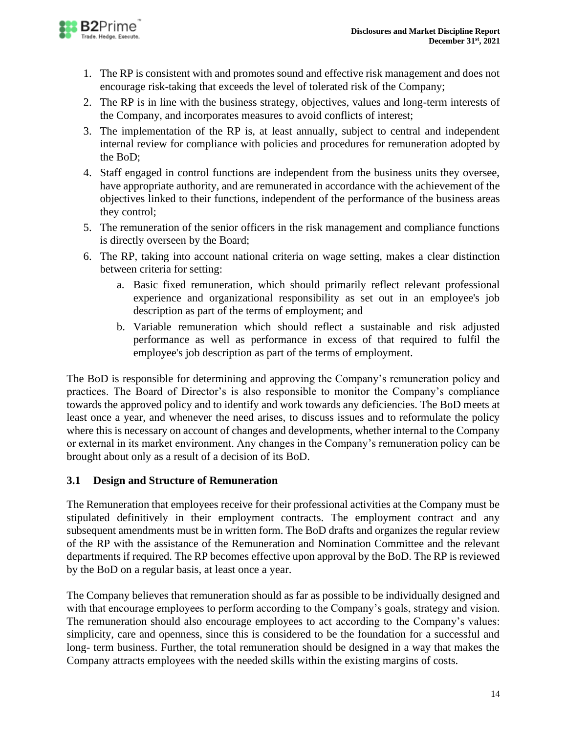1. The RP is consistent with and promotes sound and effective risk management and does not encourage risk-taking that exceeds the level of tolerated risk of the Company;
2. The RP is in line with the business strategy, objectives, values and long-term interests of the Company, and incorporates measures to avoid conflicts of interest;
3. The implementation of the RP is, at least annually, subject to central and independent internal review for compliance with policies and procedures for remuneration adopted by the BoD;
4. Staff engaged in control functions are independent from the business units they oversee, have appropriate authority, and are remunerated in accordance with the achievement of the objectives linked to their functions, independent of the performance of the business areas they control;
5. The remuneration of the senior officers in the risk management and compliance functions is directly overseen by the Board;
6. The RP, taking into account national criteria on wage setting, makes a clear distinction between criteria for setting:
   a. Basic fixed remuneration, which should primarily reflect relevant professional experience and organizational responsibility as set out in an employee's job description as part of the terms of employment; and
   b. Variable remuneration which should reflect a sustainable and risk adjusted performance as well as performance in excess of that required to fulfil the employee's job description as part of the terms of employment.

The BoD is responsible for determining and approving the Company's remuneration policy and practices. The Board of Director's is also responsible to monitor the Company's compliance towards the approved policy and to identify and work towards any deficiencies. The BoD meets at least once a year, and whenever the need arises, to discuss issues and to reformulate the policy where this is necessary on account of changes and developments, whether internal to the Company or external in its market environment. Any changes in the Company's remuneration policy can be brought about only as a result of a decision of its BoD.

## 3.1 Design and Structure of Remuneration

The Remuneration that employees receive for their professional activities at the Company must be stipulated definitively in their employment contracts. The employment contract and any subsequent amendments must be in written form. The BoD drafts and organizes the regular review of the RP with the assistance of the Remuneration and Nomination Committee and the relevant departments if required. The RP becomes effective upon approval by the BoD. The RP is reviewed by the BoD on a regular basis, at least once a year.

The Company believes that remuneration should as far as possible to be individually designed and with that encourage employees to perform according to the Company's goals, strategy and vision. The remuneration should also encourage employees to act according to the Company's values: simplicity, care and openness, since this is considered to be the foundation for a successful and long- term business. Further, the total remuneration should be designed in a way that makes the Company attracts employees with the needed skills within the existing margins of costs.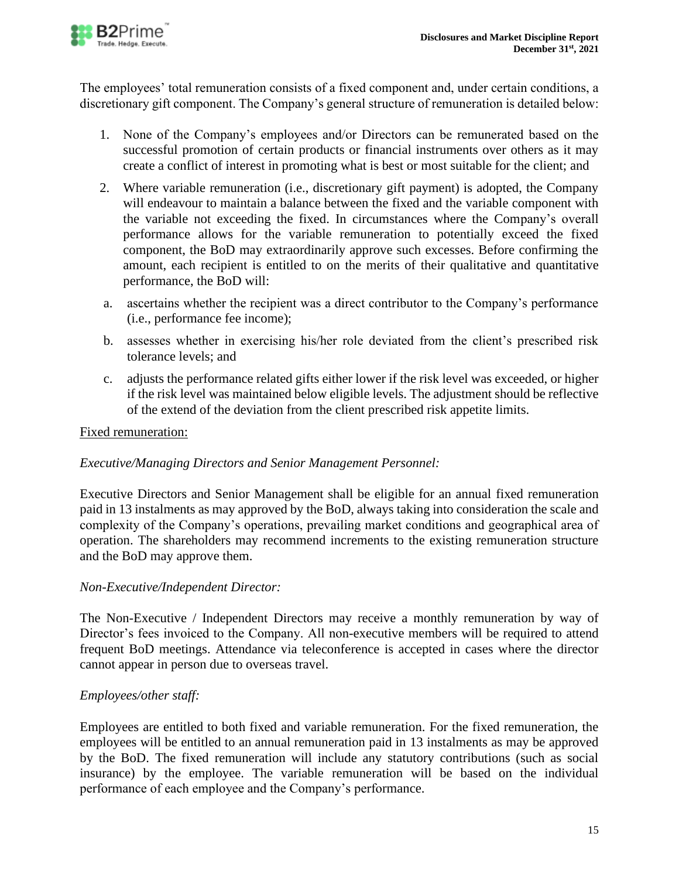The employees' total remuneration consists of a fixed component and, under certain conditions, a discretionary gift component. The Company's general structure of remuneration is detailed below:

1. None of the Company's employees and/or Directors can be remunerated based on the successful promotion of certain products or financial instruments over others as it may create a conflict of interest in promoting what is best or most suitable for the client; and
2. Where variable remuneration (i.e., discretionary gift payment) is adopted, the Company will endeavour to maintain a balance between the fixed and the variable component with the variable not exceeding the fixed. In circumstances where the Company's overall performance allows for the variable remuneration to potentially exceed the fixed component, the BoD may extraordinarily approve such excesses. Before confirming the amount, each recipient is entitled to on the merits of their qualitative and quantitative performance, the BoD will:

a. ascertains whether the recipient was a direct contributor to the Company's performance (i.e., performance fee income);

b. assesses whether in exercising his/her role deviated from the client's prescribed risk tolerance levels; and

c. adjusts the performance related gifts either lower if the risk level was exceeded, or higher if the risk level was maintained below eligible levels. The adjustment should be reflective of the extend of the deviation from the client prescribed risk appetite limits.

<u>Fixed remuneration:</u>

*Executive/Managing Directors and Senior Management Personnel:*

Executive Directors and Senior Management shall be eligible for an annual fixed remuneration paid in 13 instalments as may approved by the BoD, always taking into consideration the scale and complexity of the Company's operations, prevailing market conditions and geographical area of operation. The shareholders may recommend increments to the existing remuneration structure and the BoD may approve them.

*Non-Executive/Independent Director:*

The Non-Executive / Independent Directors may receive a monthly remuneration by way of Director's fees invoiced to the Company. All non-executive members will be required to attend frequent BoD meetings. Attendance via teleconference is accepted in cases where the director cannot appear in person due to overseas travel.

*Employees/other staff:*

Employees are entitled to both fixed and variable remuneration. For the fixed remuneration, the employees will be entitled to an annual remuneration paid in 13 instalments as may be approved by the BoD. The fixed remuneration will include any statutory contributions (such as social insurance) by the employee. The variable remuneration will be based on the individual performance of each employee and the Company's performance.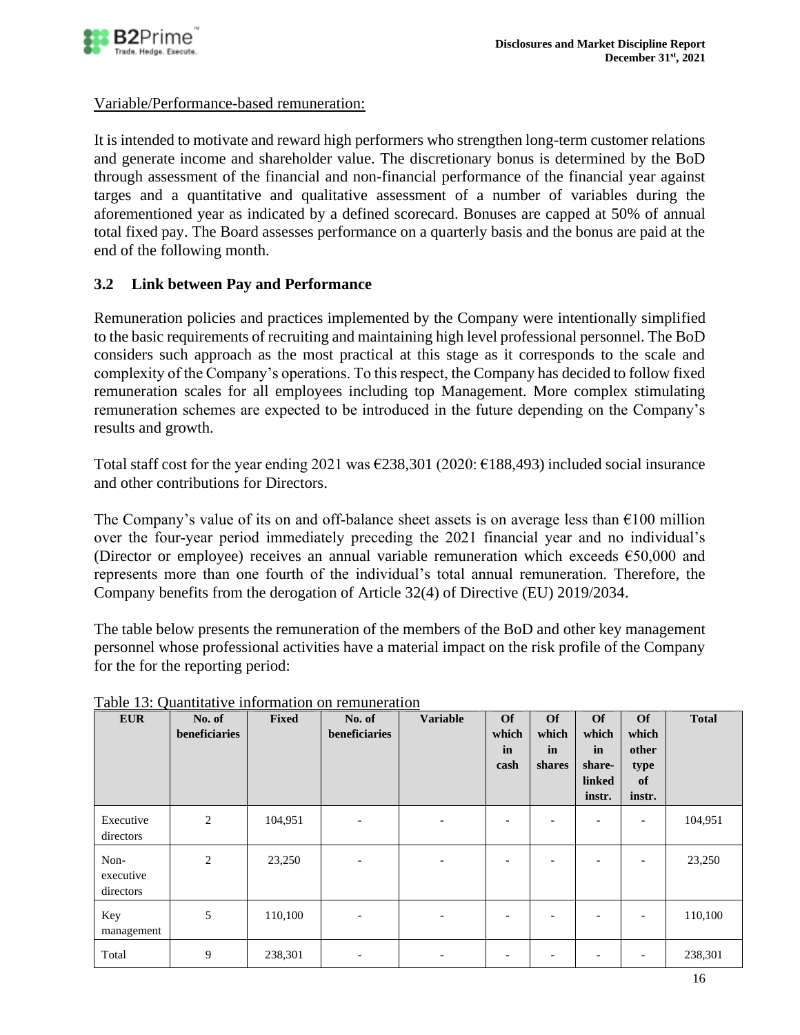Variable/Performance-based remuneration:

It is intended to motivate and reward high performers who strengthen long-term customer relations and generate income and shareholder value. The discretionary bonus is determined by the BoD through assessment of the financial and non-financial performance of the financial year against targes and a quantitative and qualitative assessment of a number of variables during the aforementioned year as indicated by a defined scorecard. Bonuses are capped at 50% of annual total fixed pay. The Board assesses performance on a quarterly basis and the bonus are paid at the end of the following month.

## 3.2 Link between Pay and Performance

Remuneration policies and practices implemented by the Company were intentionally simplified to the basic requirements of recruiting and maintaining high level professional personnel. The BoD considers such approach as the most practical at this stage as it corresponds to the scale and complexity of the Company's operations. To this respect, the Company has decided to follow fixed remuneration scales for all employees including top Management. More complex stimulating remuneration schemes are expected to be introduced in the future depending on the Company's results and growth.

Total staff cost for the year ending 2021 was €238,301 (2020: €188,493) included social insurance and other contributions for Directors.

The Company's value of its on and off-balance sheet assets is on average less than €100 million over the four-year period immediately preceding the 2021 financial year and no individual's (Director or employee) receives an annual variable remuneration which exceeds €50,000 and represents more than one fourth of the individual's total annual remuneration. Therefore, the Company benefits from the derogation of Article 32(4) of Directive (EU) 2019/2034.

The table below presents the remuneration of the members of the BoD and other key management personnel whose professional activities have a material impact on the risk profile of the Company for the for the reporting period:

Table 13: Quantitative information on remuneration

| EUR | No. of beneficiaries | Fixed | No. of beneficiaries | Variable | Of which in cash | Of which in shares | Of which in share-linked instr. | Of which other type of instr. | Total |
|---|---|---|---|---|---|---|---|---|---|
| Executive directors | 2 | 104,951 | - | - | - | - | - | - | 104,951 |
| Non-executive directors | 2 | 23,250 | - | - | - | - | - | - | 23,250 |
| Key management | 5 | 110,100 | - | - | - | - | - | - | 110,100 |
| Total | 9 | 238,301 | - | - | - | - | - | - | 238,301 |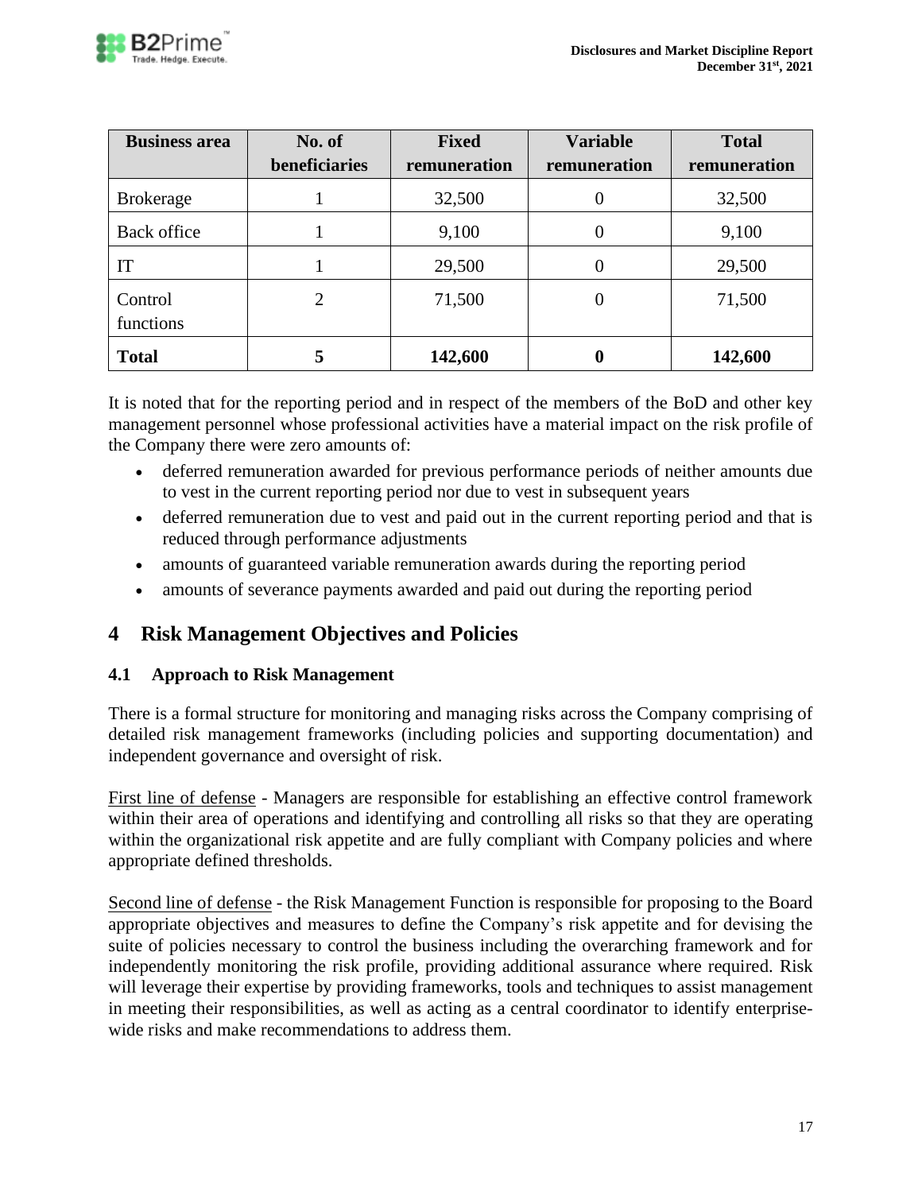| Business area | No. of beneficiaries | Fixed remuneration | Variable remuneration | Total remuneration |
|---|---|---|---|---|
| Brokerage | 1 | 32,500 | 0 | 32,500 |
| Back office | 1 | 9,100 | 0 | 9,100 |
| IT | 1 | 29,500 | 0 | 29,500 |
| Control functions | 2 | 71,500 | 0 | 71,500 |
| **Total** | **5** | **142,600** | **0** | **142,600** |

It is noted that for the reporting period and in respect of the members of the BoD and other key management personnel whose professional activities have a material impact on the risk profile of the Company there were zero amounts of:

- deferred remuneration awarded for previous performance periods of neither amounts due to vest in the current reporting period nor due to vest in subsequent years
- deferred remuneration due to vest and paid out in the current reporting period and that is reduced through performance adjustments
- amounts of guaranteed variable remuneration awards during the reporting period
- amounts of severance payments awarded and paid out during the reporting period

# 4 Risk Management Objectives and Policies

## 4.1 Approach to Risk Management

There is a formal structure for monitoring and managing risks across the Company comprising of detailed risk management frameworks (including policies and supporting documentation) and independent governance and oversight of risk.

First line of defense - Managers are responsible for establishing an effective control framework within their area of operations and identifying and controlling all risks so that they are operating within the organizational risk appetite and are fully compliant with Company policies and where appropriate defined thresholds.

Second line of defense - the Risk Management Function is responsible for proposing to the Board appropriate objectives and measures to define the Company's risk appetite and for devising the suite of policies necessary to control the business including the overarching framework and for independently monitoring the risk profile, providing additional assurance where required. Risk will leverage their expertise by providing frameworks, tools and techniques to assist management in meeting their responsibilities, as well as acting as a central coordinator to identify enterprise-wide risks and make recommendations to address them.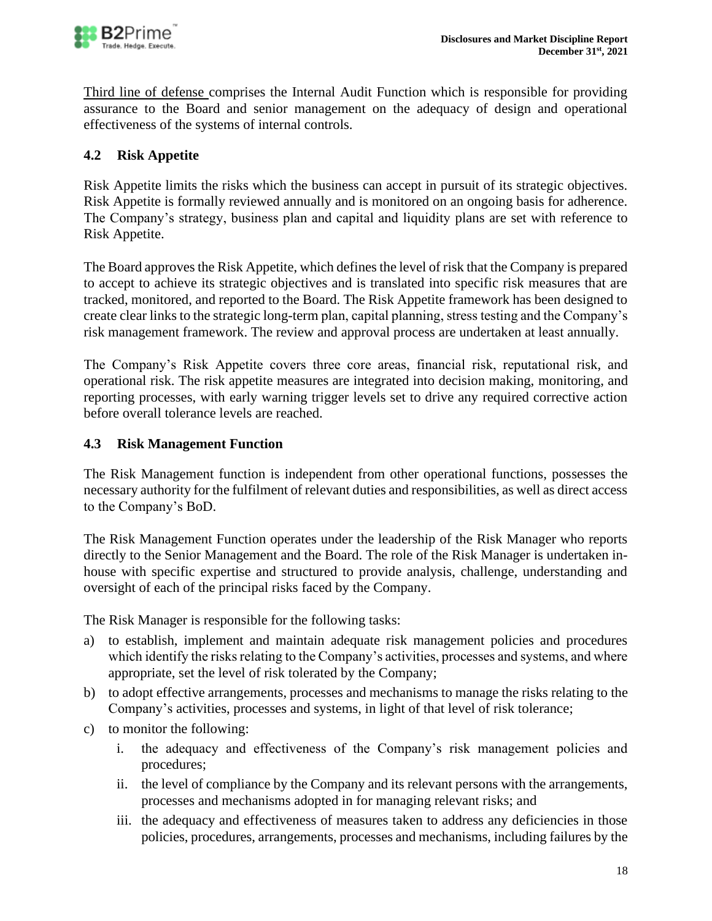Third line of defense comprises the Internal Audit Function which is responsible for providing assurance to the Board and senior management on the adequacy of design and operational effectiveness of the systems of internal controls.

### 4.2 Risk Appetite

Risk Appetite limits the risks which the business can accept in pursuit of its strategic objectives. Risk Appetite is formally reviewed annually and is monitored on an ongoing basis for adherence. The Company's strategy, business plan and capital and liquidity plans are set with reference to Risk Appetite.

The Board approves the Risk Appetite, which defines the level of risk that the Company is prepared to accept to achieve its strategic objectives and is translated into specific risk measures that are tracked, monitored, and reported to the Board. The Risk Appetite framework has been designed to create clear links to the strategic long-term plan, capital planning, stress testing and the Company's risk management framework. The review and approval process are undertaken at least annually.

The Company's Risk Appetite covers three core areas, financial risk, reputational risk, and operational risk. The risk appetite measures are integrated into decision making, monitoring, and reporting processes, with early warning trigger levels set to drive any required corrective action before overall tolerance levels are reached.

### 4.3 Risk Management Function

The Risk Management function is independent from other operational functions, possesses the necessary authority for the fulfilment of relevant duties and responsibilities, as well as direct access to the Company's BoD.

The Risk Management Function operates under the leadership of the Risk Manager who reports directly to the Senior Management and the Board. The role of the Risk Manager is undertaken in-house with specific expertise and structured to provide analysis, challenge, understanding and oversight of each of the principal risks faced by the Company.

The Risk Manager is responsible for the following tasks:

a) to establish, implement and maintain adequate risk management policies and procedures which identify the risks relating to the Company's activities, processes and systems, and where appropriate, set the level of risk tolerated by the Company;
b) to adopt effective arrangements, processes and mechanisms to manage the risks relating to the Company's activities, processes and systems, in light of that level of risk tolerance;
c) to monitor the following:
    i. the adequacy and effectiveness of the Company's risk management policies and procedures;
    ii. the level of compliance by the Company and its relevant persons with the arrangements, processes and mechanisms adopted in for managing relevant risks; and
    iii. the adequacy and effectiveness of measures taken to address any deficiencies in those policies, procedures, arrangements, processes and mechanisms, including failures by the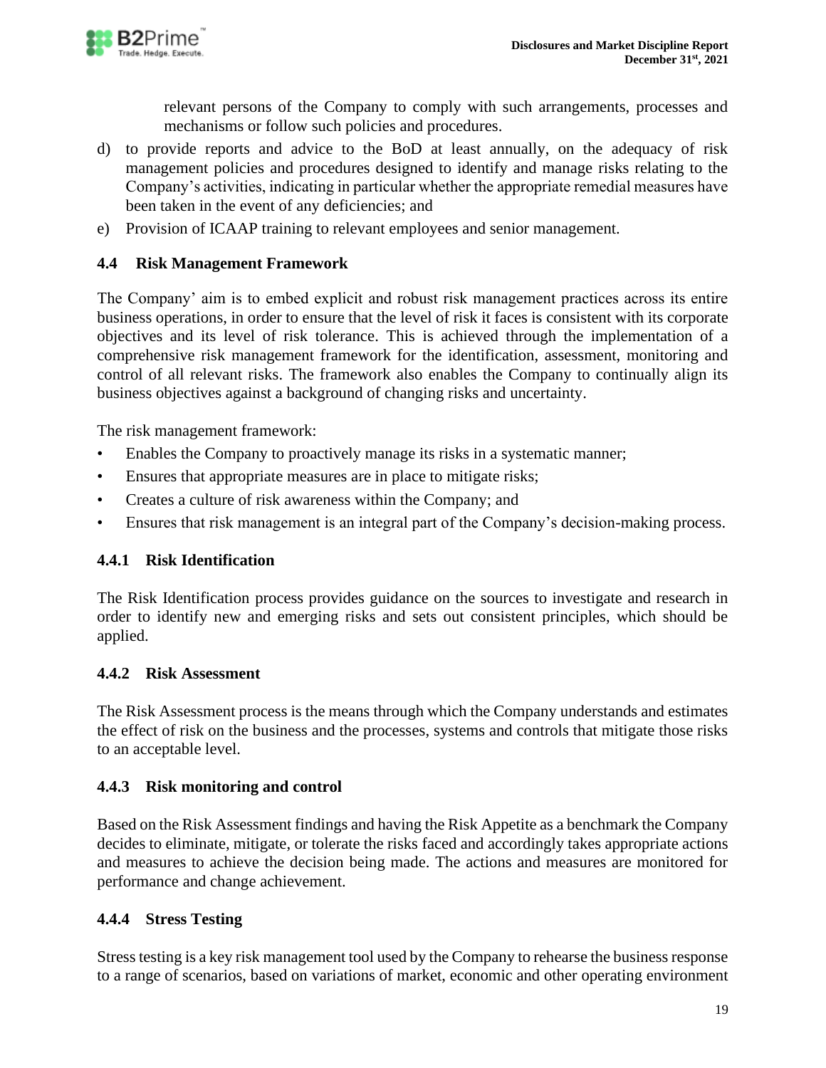relevant persons of the Company to comply with such arrangements, processes and mechanisms or follow such policies and procedures.

d) to provide reports and advice to the BoD at least annually, on the adequacy of risk management policies and procedures designed to identify and manage risks relating to the Company's activities, indicating in particular whether the appropriate remedial measures have been taken in the event of any deficiencies; and

e) Provision of ICAAP training to relevant employees and senior management.

### 4.4 Risk Management Framework

The Company' aim is to embed explicit and robust risk management practices across its entire business operations, in order to ensure that the level of risk it faces is consistent with its corporate objectives and its level of risk tolerance. This is achieved through the implementation of a comprehensive risk management framework for the identification, assessment, monitoring and control of all relevant risks. The framework also enables the Company to continually align its business objectives against a background of changing risks and uncertainty.

The risk management framework:

- Enables the Company to proactively manage its risks in a systematic manner;
- Ensures that appropriate measures are in place to mitigate risks;
- Creates a culture of risk awareness within the Company; and
- Ensures that risk management is an integral part of the Company's decision-making process.

#### 4.4.1 Risk Identification

The Risk Identification process provides guidance on the sources to investigate and research in order to identify new and emerging risks and sets out consistent principles, which should be applied.

#### 4.4.2 Risk Assessment

The Risk Assessment process is the means through which the Company understands and estimates the effect of risk on the business and the processes, systems and controls that mitigate those risks to an acceptable level.

#### 4.4.3 Risk monitoring and control

Based on the Risk Assessment findings and having the Risk Appetite as a benchmark the Company decides to eliminate, mitigate, or tolerate the risks faced and accordingly takes appropriate actions and measures to achieve the decision being made. The actions and measures are monitored for performance and change achievement.

#### 4.4.4 Stress Testing

Stress testing is a key risk management tool used by the Company to rehearse the business response to a range of scenarios, based on variations of market, economic and other operating environment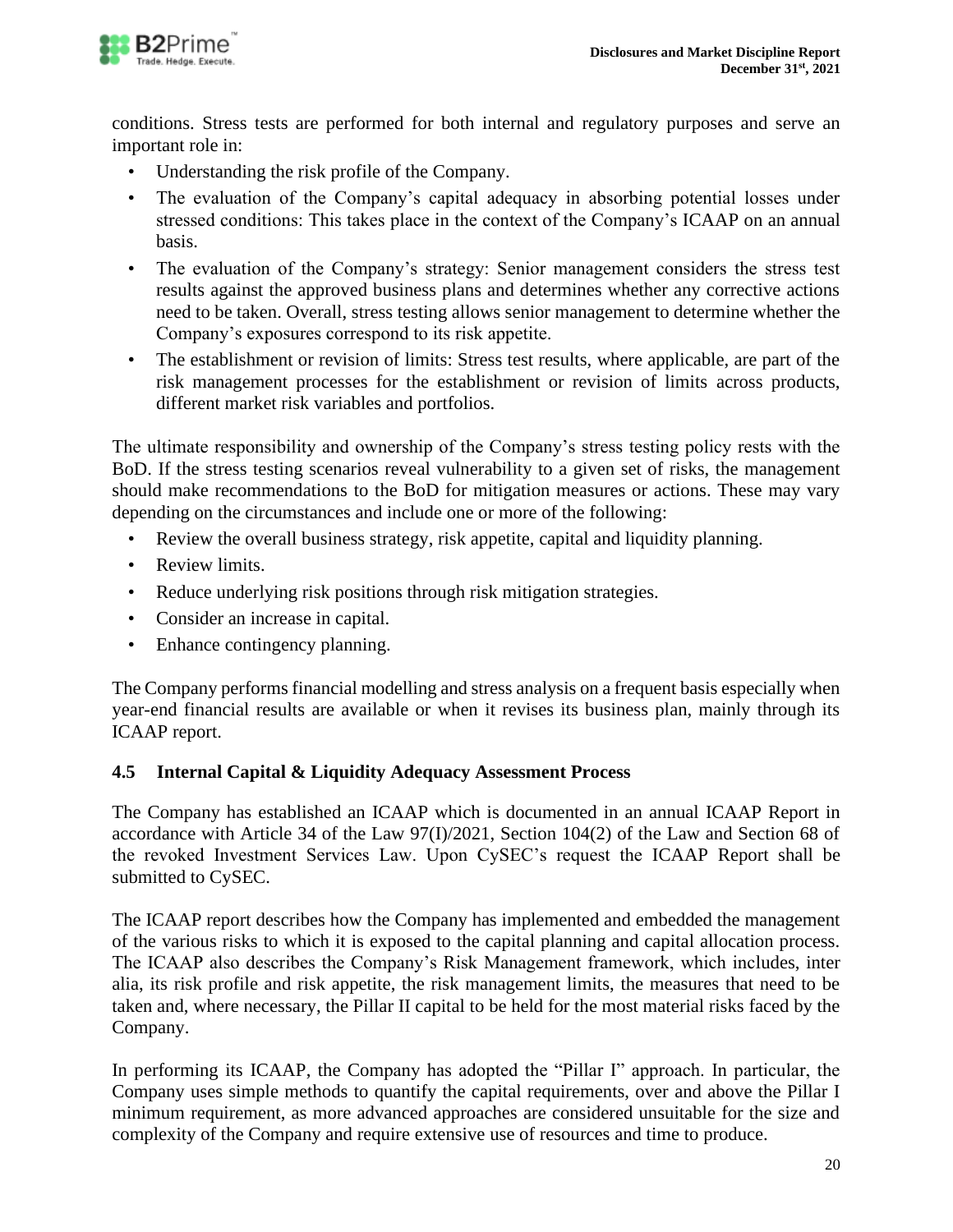conditions. Stress tests are performed for both internal and regulatory purposes and serve an important role in:

- Understanding the risk profile of the Company.
- The evaluation of the Company's capital adequacy in absorbing potential losses under stressed conditions: This takes place in the context of the Company's ICAAP on an annual basis.
- The evaluation of the Company's strategy: Senior management considers the stress test results against the approved business plans and determines whether any corrective actions need to be taken. Overall, stress testing allows senior management to determine whether the Company's exposures correspond to its risk appetite.
- The establishment or revision of limits: Stress test results, where applicable, are part of the risk management processes for the establishment or revision of limits across products, different market risk variables and portfolios.

The ultimate responsibility and ownership of the Company's stress testing policy rests with the BoD. If the stress testing scenarios reveal vulnerability to a given set of risks, the management should make recommendations to the BoD for mitigation measures or actions. These may vary depending on the circumstances and include one or more of the following:

- Review the overall business strategy, risk appetite, capital and liquidity planning.
- Review limits.
- Reduce underlying risk positions through risk mitigation strategies.
- Consider an increase in capital.
- Enhance contingency planning.

The Company performs financial modelling and stress analysis on a frequent basis especially when year-end financial results are available or when it revises its business plan, mainly through its ICAAP report.

### 4.5 Internal Capital & Liquidity Adequacy Assessment Process

The Company has established an ICAAP which is documented in an annual ICAAP Report in accordance with Article 34 of the Law 97(I)/2021, Section 104(2) of the Law and Section 68 of the revoked Investment Services Law. Upon CySEC's request the ICAAP Report shall be submitted to CySEC.

The ICAAP report describes how the Company has implemented and embedded the management of the various risks to which it is exposed to the capital planning and capital allocation process. The ICAAP also describes the Company's Risk Management framework, which includes, inter alia, its risk profile and risk appetite, the risk management limits, the measures that need to be taken and, where necessary, the Pillar II capital to be held for the most material risks faced by the Company.

In performing its ICAAP, the Company has adopted the "Pillar I" approach. In particular, the Company uses simple methods to quantify the capital requirements, over and above the Pillar I minimum requirement, as more advanced approaches are considered unsuitable for the size and complexity of the Company and require extensive use of resources and time to produce.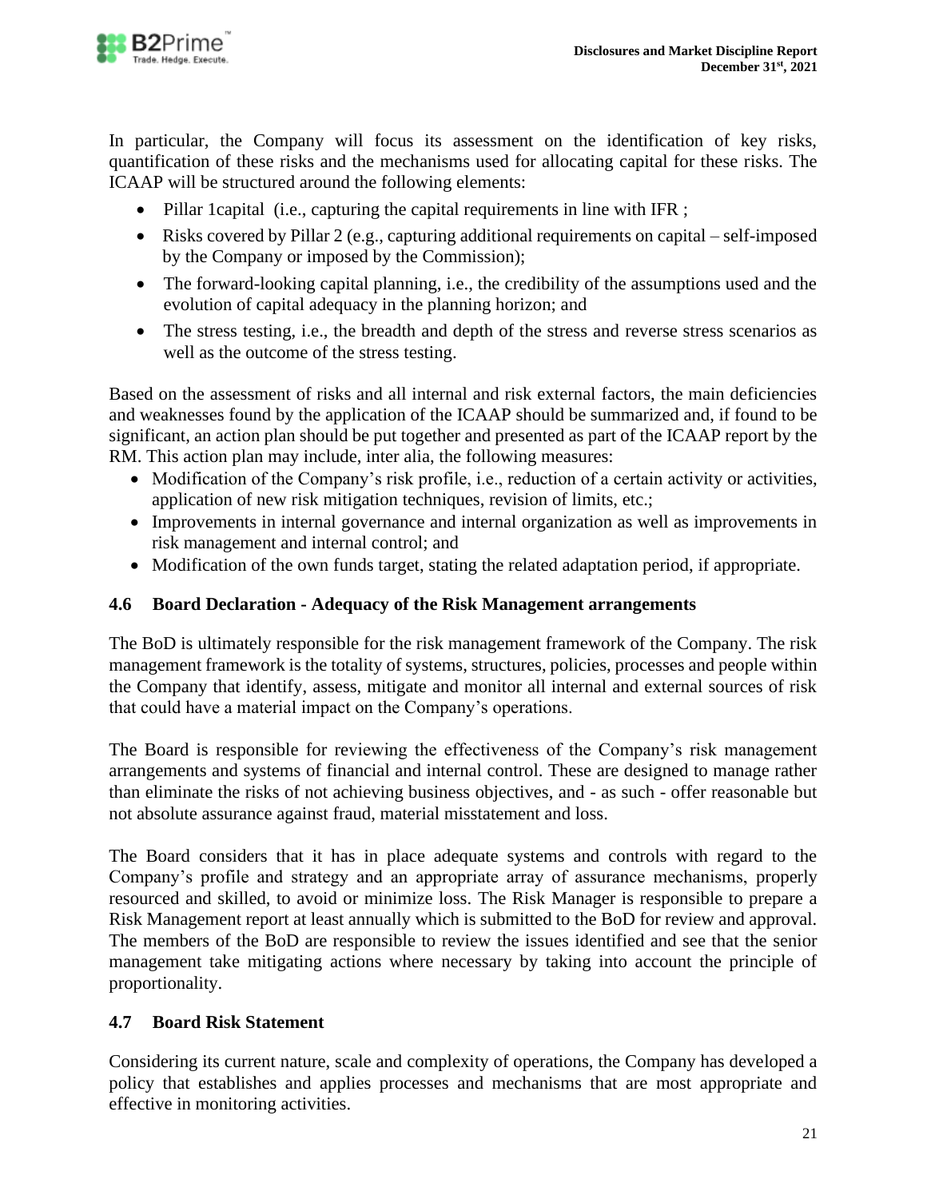In particular, the Company will focus its assessment on the identification of key risks, quantification of these risks and the mechanisms used for allocating capital for these risks. The ICAAP will be structured around the following elements:

- Pillar 1capital (i.e., capturing the capital requirements in line with IFR ;
- Risks covered by Pillar 2 (e.g., capturing additional requirements on capital – self-imposed by the Company or imposed by the Commission);
- The forward-looking capital planning, i.e., the credibility of the assumptions used and the evolution of capital adequacy in the planning horizon; and
- The stress testing, i.e., the breadth and depth of the stress and reverse stress scenarios as well as the outcome of the stress testing.

Based on the assessment of risks and all internal and risk external factors, the main deficiencies and weaknesses found by the application of the ICAAP should be summarized and, if found to be significant, an action plan should be put together and presented as part of the ICAAP report by the RM. This action plan may include, inter alia, the following measures:

- Modification of the Company's risk profile, i.e., reduction of a certain activity or activities, application of new risk mitigation techniques, revision of limits, etc.;
- Improvements in internal governance and internal organization as well as improvements in risk management and internal control; and
- Modification of the own funds target, stating the related adaptation period, if appropriate.

### 4.6 Board Declaration - Adequacy of the Risk Management arrangements

The BoD is ultimately responsible for the risk management framework of the Company. The risk management framework is the totality of systems, structures, policies, processes and people within the Company that identify, assess, mitigate and monitor all internal and external sources of risk that could have a material impact on the Company's operations.

The Board is responsible for reviewing the effectiveness of the Company's risk management arrangements and systems of financial and internal control. These are designed to manage rather than eliminate the risks of not achieving business objectives, and - as such - offer reasonable but not absolute assurance against fraud, material misstatement and loss.

The Board considers that it has in place adequate systems and controls with regard to the Company's profile and strategy and an appropriate array of assurance mechanisms, properly resourced and skilled, to avoid or minimize loss. The Risk Manager is responsible to prepare a Risk Management report at least annually which is submitted to the BoD for review and approval. The members of the BoD are responsible to review the issues identified and see that the senior management take mitigating actions where necessary by taking into account the principle of proportionality.

### 4.7 Board Risk Statement

Considering its current nature, scale and complexity of operations, the Company has developed a policy that establishes and applies processes and mechanisms that are most appropriate and effective in monitoring activities.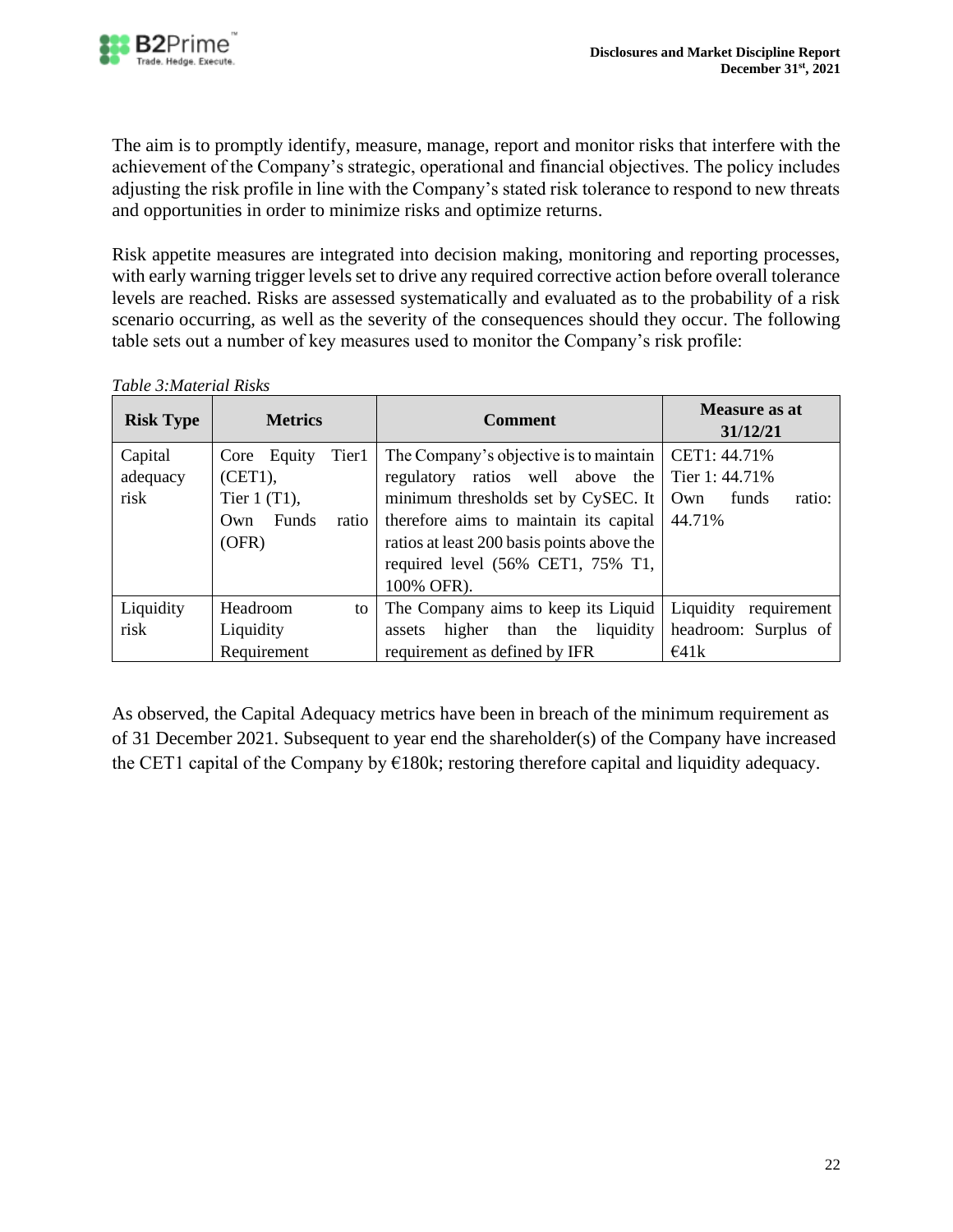The aim is to promptly identify, measure, manage, report and monitor risks that interfere with the achievement of the Company's strategic, operational and financial objectives. The policy includes adjusting the risk profile in line with the Company's stated risk tolerance to respond to new threats and opportunities in order to minimize risks and optimize returns.

Risk appetite measures are integrated into decision making, monitoring and reporting processes, with early warning trigger levels set to drive any required corrective action before overall tolerance levels are reached. Risks are assessed systematically and evaluated as to the probability of a risk scenario occurring, as well as the severity of the consequences should they occur. The following table sets out a number of key measures used to monitor the Company's risk profile:

*Table 3:Material Risks*

| Risk Type | Metrics | Comment | Measure as at 31/12/21 |
|---|---|---|---|
| Capital adequacy risk | Core Equity Tier1 (CET1), Tier 1 (T1), Own Funds ratio (OFR) | The Company's objective is to maintain regulatory ratios well above the minimum thresholds set by CySEC. It therefore aims to maintain its capital ratios at least 200 basis points above the required level (56% CET1, 75% T1, 100% OFR). | CET1: 44.71%<br>Tier 1: 44.71%<br>Own funds ratio: 44.71% |
| Liquidity risk | Headroom to Liquidity Requirement | The Company aims to keep its Liquid assets higher than the liquidity requirement as defined by IFR | Liquidity requirement headroom: Surplus of €41k |

As observed, the Capital Adequacy metrics have been in breach of the minimum requirement as of 31 December 2021. Subsequent to year end the shareholder(s) of the Company have increased the CET1 capital of the Company by €180k; restoring therefore capital and liquidity adequacy.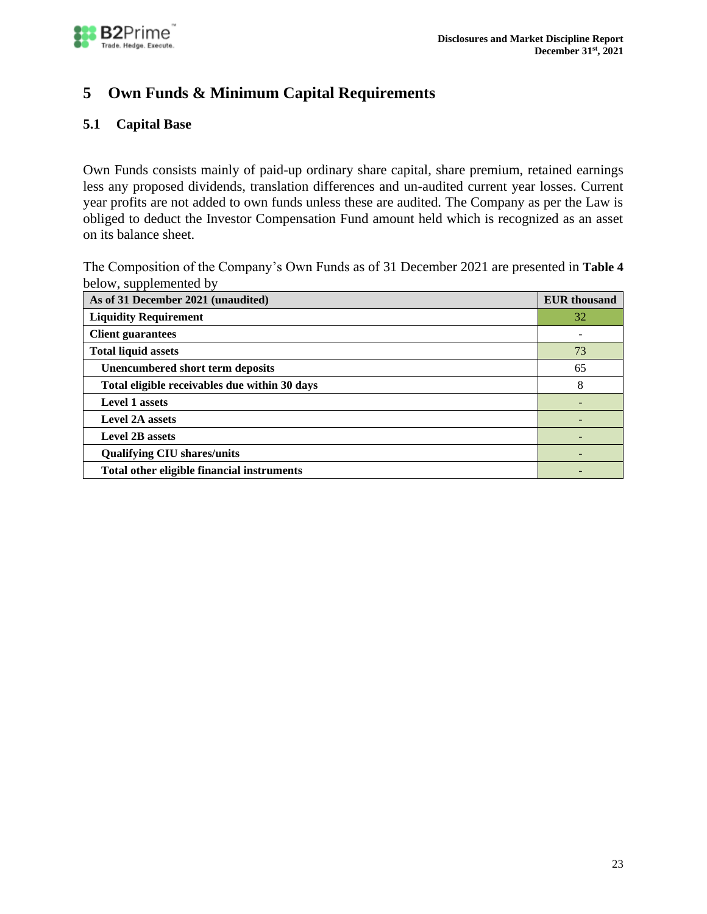# 5 Own Funds & Minimum Capital Requirements

## 5.1 Capital Base

Own Funds consists mainly of paid-up ordinary share capital, share premium, retained earnings less any proposed dividends, translation differences and un-audited current year losses. Current year profits are not added to own funds unless these are audited. The Company as per the Law is obliged to deduct the Investor Compensation Fund amount held which is recognized as an asset on its balance sheet.

The Composition of the Company's Own Funds as of 31 December 2021 are presented in **Table 4** below, supplemented by

| As of 31 December 2021 (unaudited) | EUR thousand |
|---|---|
| **Liquidity Requirement** | 32 |
| **Client guarantees** | - |
| **Total liquid assets** | 73 |
| **Unencumbered short term deposits** | 65 |
| **Total eligible receivables due within 30 days** | 8 |
| **Level 1 assets** | - |
| **Level 2A assets** | - |
| **Level 2B assets** | - |
| **Qualifying CIU shares/units** | - |
| **Total other eligible financial instruments** | - |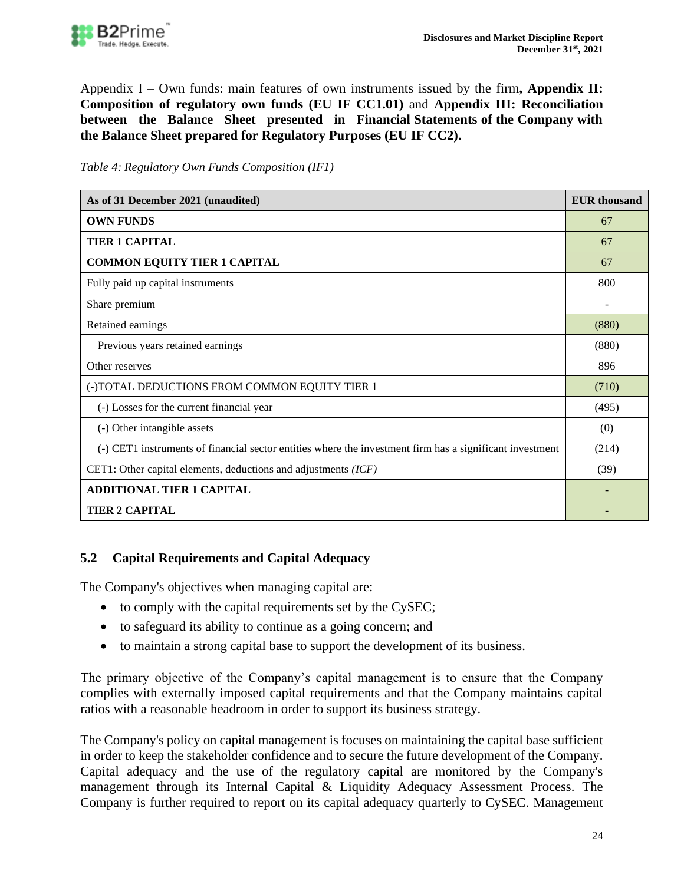Appendix I – Own funds: main features of own instruments issued by the firm**, Appendix II: Composition of regulatory own funds (EU IF CC1.01)** and **Appendix III: Reconciliation between the Balance Sheet presented in Financial Statements of the Company with the Balance Sheet prepared for Regulatory Purposes (EU IF CC2).**

*Table 4: Regulatory Own Funds Composition (IF1)*

| As of 31 December 2021 (unaudited) | EUR thousand |
|---|---|
| **OWN FUNDS** | 67 |
| **TIER 1 CAPITAL** | 67 |
| **COMMON EQUITY TIER 1 CAPITAL** | 67 |
| Fully paid up capital instruments | 800 |
| Share premium | - |
| Retained earnings | (880) |
| Previous years retained earnings | (880) |
| Other reserves | 896 |
| (-)TOTAL DEDUCTIONS FROM COMMON EQUITY TIER 1 | (710) |
| (-) Losses for the current financial year | (495) |
| (-) Other intangible assets | (0) |
| (-) CET1 instruments of financial sector entities where the investment firm has a significant investment | (214) |
| CET1: Other capital elements, deductions and adjustments *(ICF)* | (39) |
| **ADDITIONAL TIER 1 CAPITAL** | - |
| **TIER 2 CAPITAL** | - |

## 5.2 Capital Requirements and Capital Adequacy

The Company's objectives when managing capital are:

- to comply with the capital requirements set by the CySEC;
- to safeguard its ability to continue as a going concern; and
- to maintain a strong capital base to support the development of its business.

The primary objective of the Company's capital management is to ensure that the Company complies with externally imposed capital requirements and that the Company maintains capital ratios with a reasonable headroom in order to support its business strategy.

The Company's policy on capital management is focuses on maintaining the capital base sufficient in order to keep the stakeholder confidence and to secure the future development of the Company. Capital adequacy and the use of the regulatory capital are monitored by the Company's management through its Internal Capital & Liquidity Adequacy Assessment Process. The Company is further required to report on its capital adequacy quarterly to CySEC. Management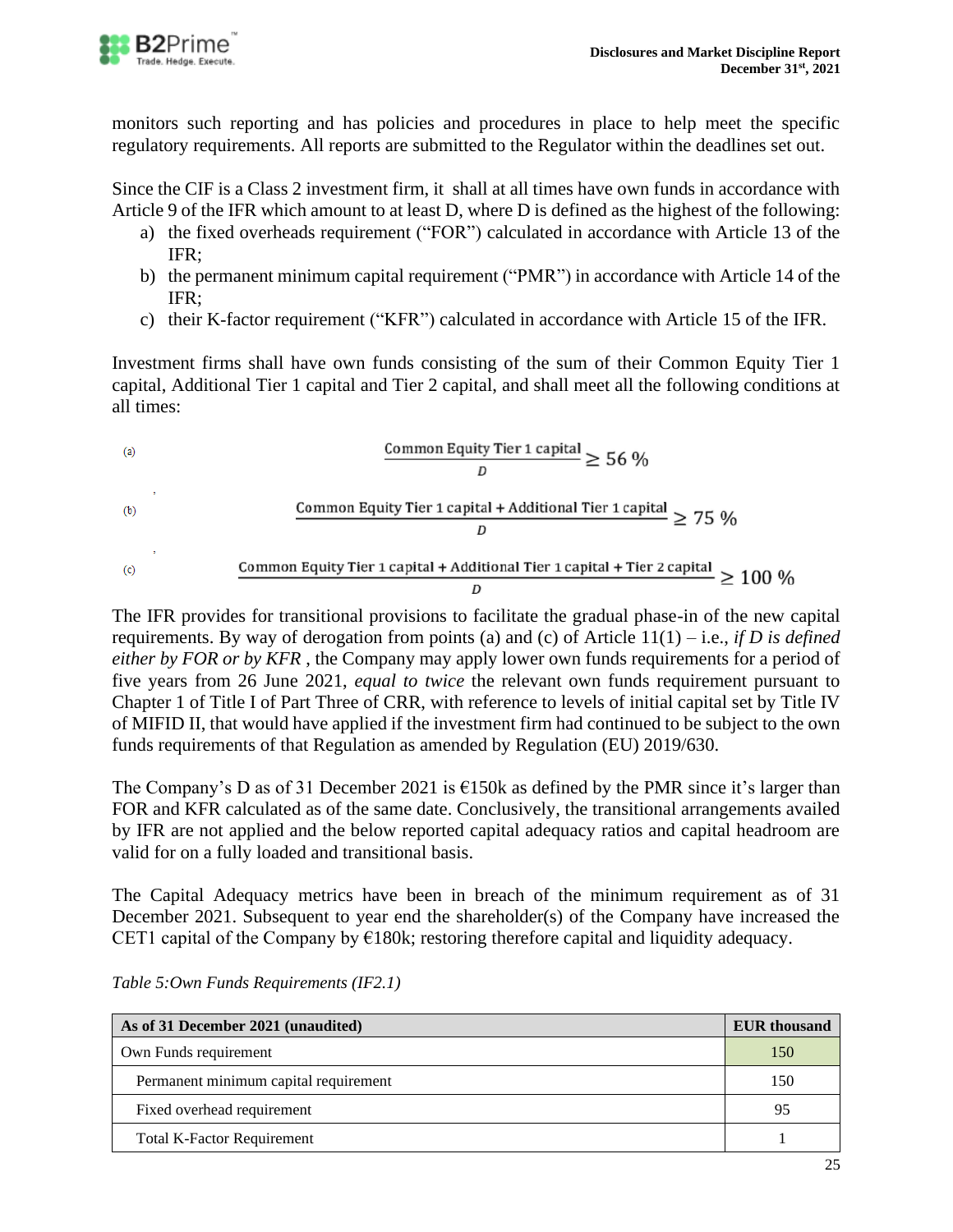monitors such reporting and has policies and procedures in place to help meet the specific regulatory requirements. All reports are submitted to the Regulator within the deadlines set out.

Since the CIF is a Class 2 investment firm, it shall at all times have own funds in accordance with Article 9 of the IFR which amount to at least D, where D is defined as the highest of the following:

a) the fixed overheads requirement ("FOR") calculated in accordance with Article 13 of the IFR;
b) the permanent minimum capital requirement ("PMR") in accordance with Article 14 of the IFR;
c) their K-factor requirement ("KFR") calculated in accordance with Article 15 of the IFR.

Investment firms shall have own funds consisting of the sum of their Common Equity Tier 1 capital, Additional Tier 1 capital and Tier 2 capital, and shall meet all the following conditions at all times:

(a) $$\frac{\text{Common Equity Tier 1 capital}}{D} \geq 56\ \%$$

(b) $$\frac{\text{Common Equity Tier 1 capital} + \text{Additional Tier 1 capital}}{D} \geq 75\ \%$$

(c) $$\frac{\text{Common Equity Tier 1 capital} + \text{Additional Tier 1 capital} + \text{Tier 2 capital}}{D} \geq 100\ \%$$

The IFR provides for transitional provisions to facilitate the gradual phase-in of the new capital requirements. By way of derogation from points (a) and (c) of Article 11(1) – i.e., *if D is defined either by FOR or by KFR* , the Company may apply lower own funds requirements for a period of five years from 26 June 2021, *equal to twice* the relevant own funds requirement pursuant to Chapter 1 of Title I of Part Three of CRR, with reference to levels of initial capital set by Title IV of MIFID II, that would have applied if the investment firm had continued to be subject to the own funds requirements of that Regulation as amended by Regulation (EU) 2019/630.

The Company's D as of 31 December 2021 is €150k as defined by the PMR since it's larger than FOR and KFR calculated as of the same date. Conclusively, the transitional arrangements availed by IFR are not applied and the below reported capital adequacy ratios and capital headroom are valid for on a fully loaded and transitional basis.

The Capital Adequacy metrics have been in breach of the minimum requirement as of 31 December 2021. Subsequent to year end the shareholder(s) of the Company have increased the CET1 capital of the Company by €180k; restoring therefore capital and liquidity adequacy.

*Table 5:Own Funds Requirements (IF2.1)*

| As of 31 December 2021 (unaudited) | EUR thousand |
|---|---|
| Own Funds requirement | 150 |
| Permanent minimum capital requirement | 150 |
| Fixed overhead requirement | 95 |
| Total K-Factor Requirement | 1 |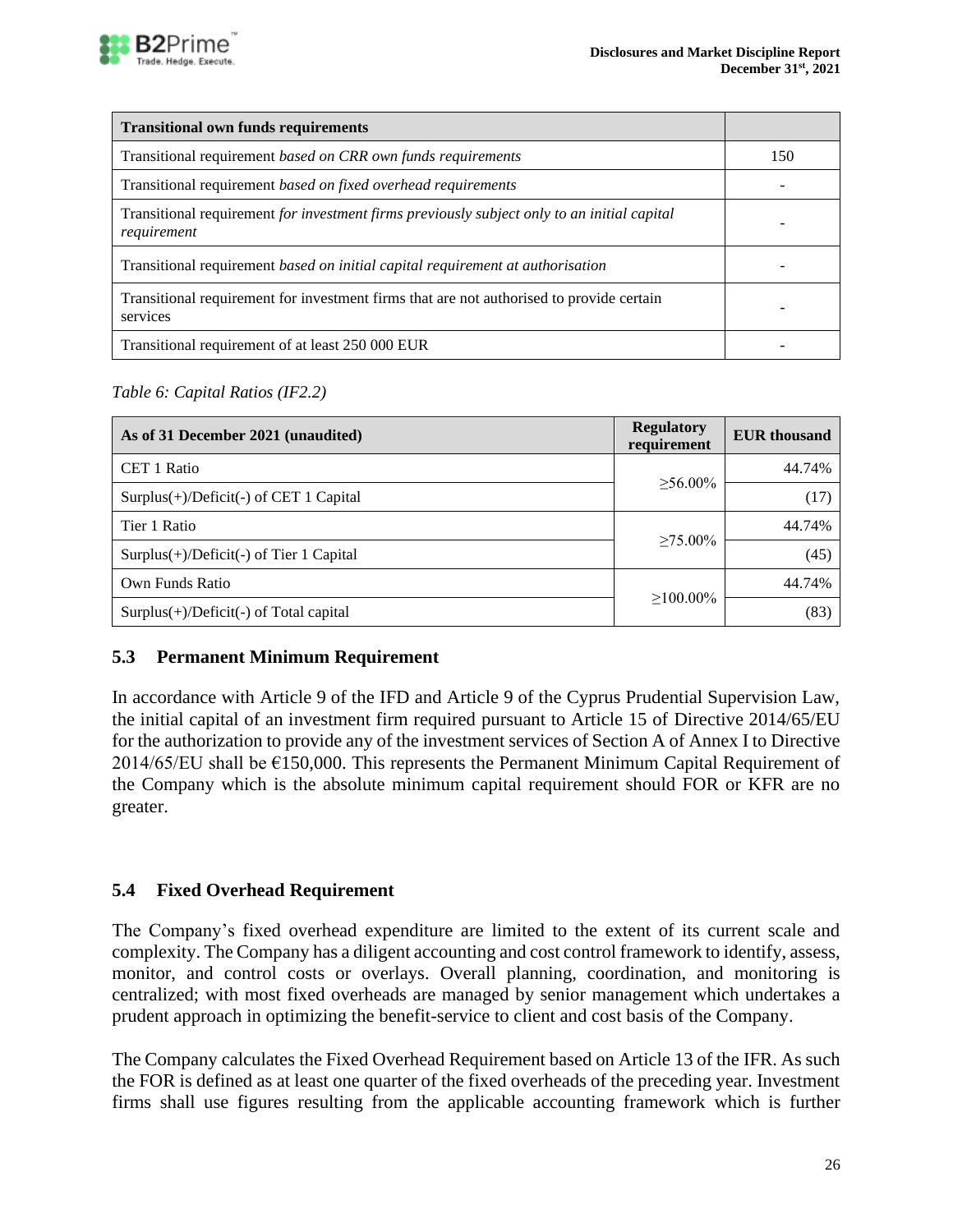| **Transitional own funds requirements** | |
|---|---|
| Transitional requirement *based on CRR own funds requirements* | 150 |
| Transitional requirement *based on fixed overhead requirements* | - |
| Transitional requirement *for investment firms previously subject only to an initial capital requirement* | - |
| Transitional requirement *based on initial capital requirement at authorisation* | - |
| Transitional requirement for investment firms that are not authorised to provide certain services | - |
| Transitional requirement of at least 250 000 EUR | - |

*Table 6: Capital Ratios (IF2.2)*

| As of 31 December 2021 (unaudited) | Regulatory requirement | EUR thousand |
|---|---|---|
| CET 1 Ratio | ≥56.00% | 44.74% |
| Surplus(+)/Deficit(-) of CET 1 Capital | | (17) |
| Tier 1 Ratio | ≥75.00% | 44.74% |
| Surplus(+)/Deficit(-) of Tier 1 Capital | | (45) |
| Own Funds Ratio | ≥100.00% | 44.74% |
| Surplus(+)/Deficit(-) of Total capital | | (83) |

## 5.3 Permanent Minimum Requirement

In accordance with Article 9 of the IFD and Article 9 of the Cyprus Prudential Supervision Law, the initial capital of an investment firm required pursuant to Article 15 of Directive 2014/65/EU for the authorization to provide any of the investment services of Section A of Annex I to Directive 2014/65/EU shall be €150,000. This represents the Permanent Minimum Capital Requirement of the Company which is the absolute minimum capital requirement should FOR or KFR are no greater.

## 5.4 Fixed Overhead Requirement

The Company's fixed overhead expenditure are limited to the extent of its current scale and complexity. The Company has a diligent accounting and cost control framework to identify, assess, monitor, and control costs or overlays. Overall planning, coordination, and monitoring is centralized; with most fixed overheads are managed by senior management which undertakes a prudent approach in optimizing the benefit-service to client and cost basis of the Company.

The Company calculates the Fixed Overhead Requirement based on Article 13 of the IFR. As such the FOR is defined as at least one quarter of the fixed overheads of the preceding year. Investment firms shall use figures resulting from the applicable accounting framework which is further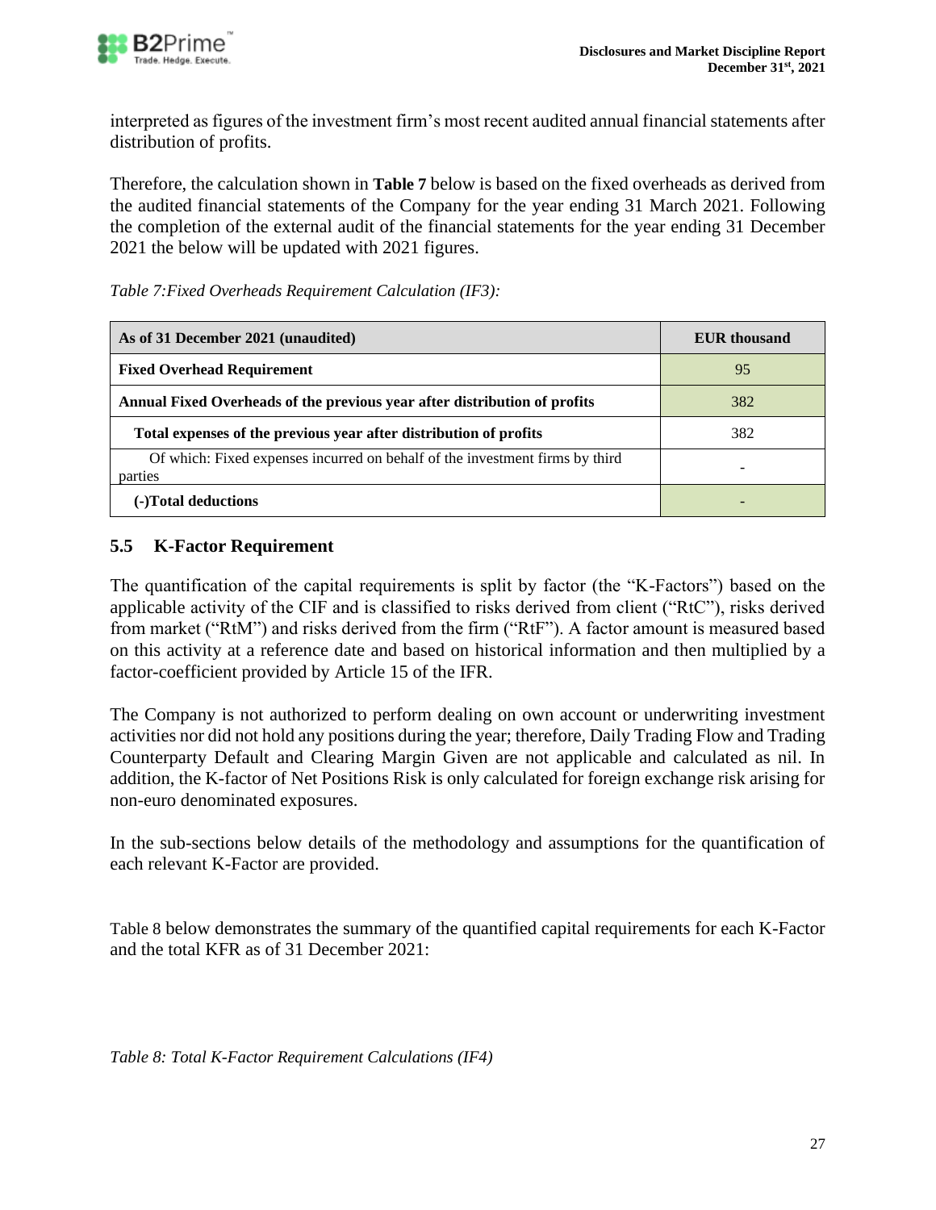interpreted as figures of the investment firm's most recent audited annual financial statements after distribution of profits.

Therefore, the calculation shown in **Table 7** below is based on the fixed overheads as derived from the audited financial statements of the Company for the year ending 31 March 2021. Following the completion of the external audit of the financial statements for the year ending 31 December 2021 the below will be updated with 2021 figures.

*Table 7:Fixed Overheads Requirement Calculation (IF3):*

| As of 31 December 2021 (unaudited) | EUR thousand |
| --- | --- |
| **Fixed Overhead Requirement** | 95 |
| **Annual Fixed Overheads of the previous year after distribution of profits** | 382 |
| **Total expenses of the previous year after distribution of profits** | 382 |
| Of which: Fixed expenses incurred on behalf of the investment firms by third parties | - |
| **(-)Total deductions** | - |

## 5.5 K-Factor Requirement

The quantification of the capital requirements is split by factor (the "K-Factors") based on the applicable activity of the CIF and is classified to risks derived from client ("RtC"), risks derived from market ("RtM") and risks derived from the firm ("RtF"). A factor amount is measured based on this activity at a reference date and based on historical information and then multiplied by a factor-coefficient provided by Article 15 of the IFR.

The Company is not authorized to perform dealing on own account or underwriting investment activities nor did not hold any positions during the year; therefore, Daily Trading Flow and Trading Counterparty Default and Clearing Margin Given are not applicable and calculated as nil. In addition, the K-factor of Net Positions Risk is only calculated for foreign exchange risk arising for non-euro denominated exposures.

In the sub-sections below details of the methodology and assumptions for the quantification of each relevant K-Factor are provided.

Table 8 below demonstrates the summary of the quantified capital requirements for each K-Factor and the total KFR as of 31 December 2021:

*Table 8: Total K-Factor Requirement Calculations (IF4)*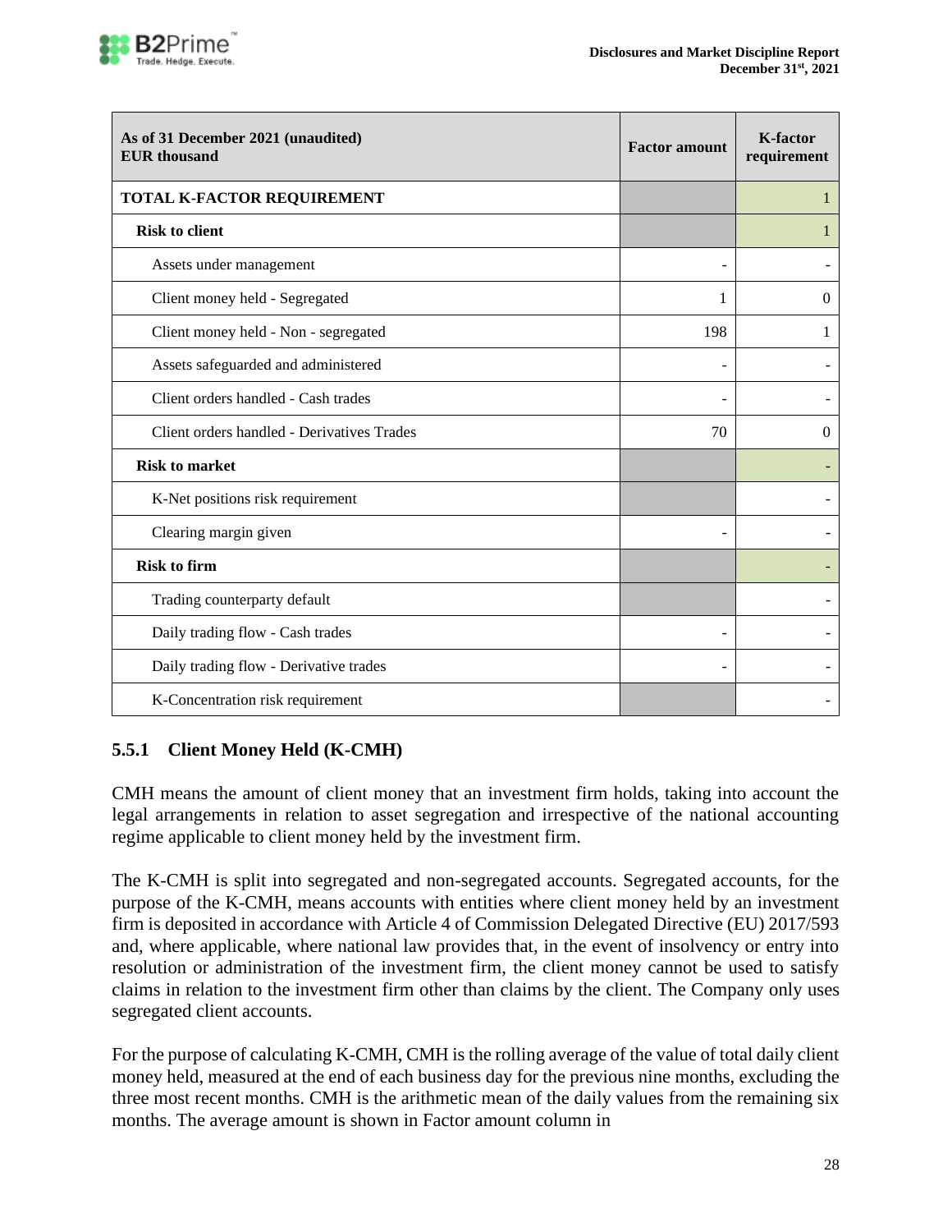| As of 31 December 2021 (unaudited) EUR thousand | Factor amount | K-factor requirement |
|---|---|---|
| **TOTAL K-FACTOR REQUIREMENT** | | 1 |
| **Risk to client** | | 1 |
| Assets under management | - | - |
| Client money held - Segregated | 1 | 0 |
| Client money held - Non - segregated | 198 | 1 |
| Assets safeguarded and administered | - | - |
| Client orders handled - Cash trades | - | - |
| Client orders handled - Derivatives Trades | 70 | 0 |
| **Risk to market** | | - |
| K-Net positions risk requirement | | - |
| Clearing margin given | - | - |
| **Risk to firm** | | - |
| Trading counterparty default | | - |
| Daily trading flow - Cash trades | - | - |
| Daily trading flow - Derivative trades | - | - |
| K-Concentration risk requirement | | - |

### 5.5.1 Client Money Held (K-CMH)

CMH means the amount of client money that an investment firm holds, taking into account the legal arrangements in relation to asset segregation and irrespective of the national accounting regime applicable to client money held by the investment firm.

The K-CMH is split into segregated and non-segregated accounts. Segregated accounts, for the purpose of the K-CMH, means accounts with entities where client money held by an investment firm is deposited in accordance with Article 4 of Commission Delegated Directive (EU) 2017/593 and, where applicable, where national law provides that, in the event of insolvency or entry into resolution or administration of the investment firm, the client money cannot be used to satisfy claims in relation to the investment firm other than claims by the client. The Company only uses segregated client accounts.

For the purpose of calculating K-CMH, CMH is the rolling average of the value of total daily client money held, measured at the end of each business day for the previous nine months, excluding the three most recent months. CMH is the arithmetic mean of the daily values from the remaining six months. The average amount is shown in Factor amount column in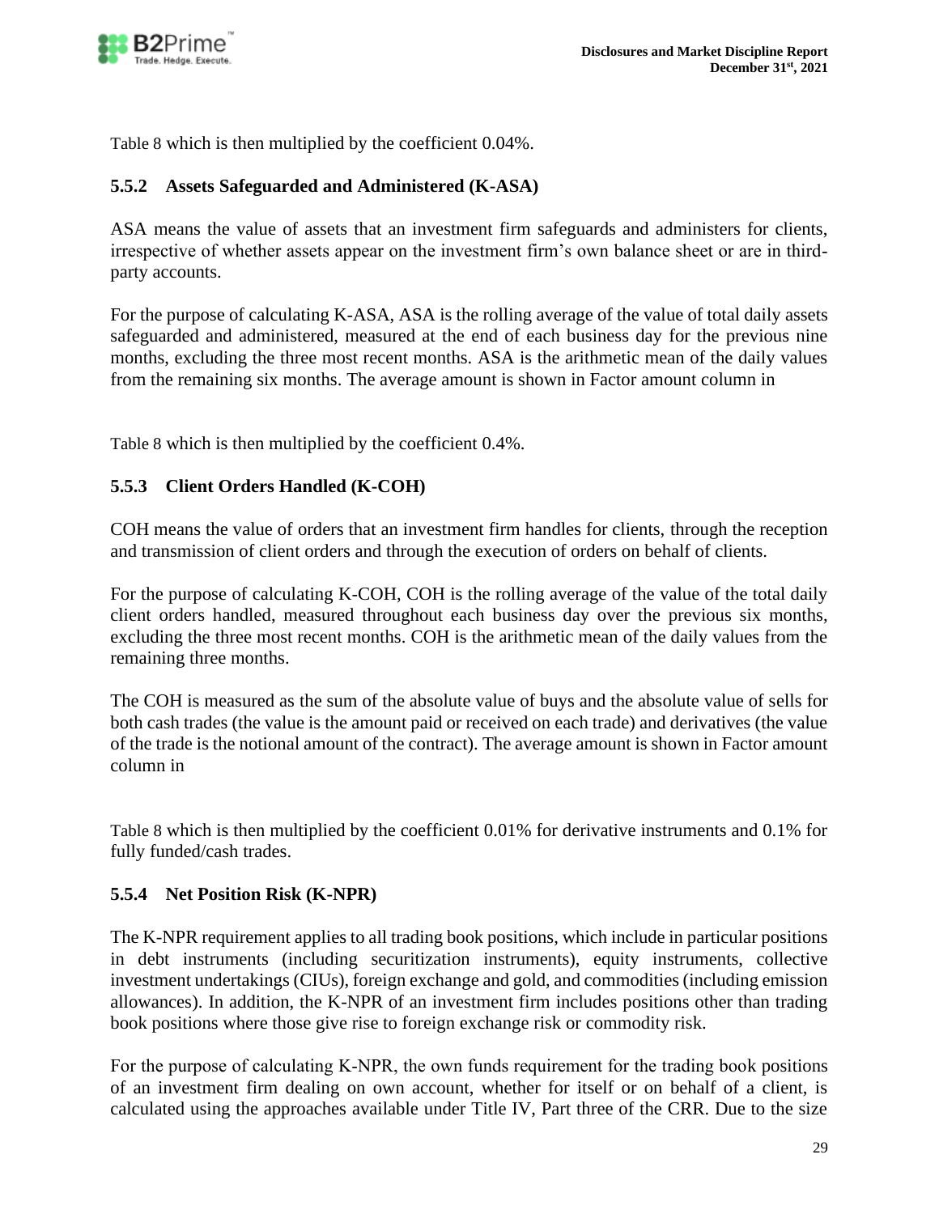Table 8 which is then multiplied by the coefficient 0.04%.

### 5.5.2 Assets Safeguarded and Administered (K-ASA)

ASA means the value of assets that an investment firm safeguards and administers for clients, irrespective of whether assets appear on the investment firm's own balance sheet or are in third-party accounts.

For the purpose of calculating K-ASA, ASA is the rolling average of the value of total daily assets safeguarded and administered, measured at the end of each business day for the previous nine months, excluding the three most recent months. ASA is the arithmetic mean of the daily values from the remaining six months. The average amount is shown in Factor amount column in

Table 8 which is then multiplied by the coefficient 0.4%.

### 5.5.3 Client Orders Handled (K-COH)

COH means the value of orders that an investment firm handles for clients, through the reception and transmission of client orders and through the execution of orders on behalf of clients.

For the purpose of calculating K-COH, COH is the rolling average of the value of the total daily client orders handled, measured throughout each business day over the previous six months, excluding the three most recent months. COH is the arithmetic mean of the daily values from the remaining three months.

The COH is measured as the sum of the absolute value of buys and the absolute value of sells for both cash trades (the value is the amount paid or received on each trade) and derivatives (the value of the trade is the notional amount of the contract). The average amount is shown in Factor amount column in

Table 8 which is then multiplied by the coefficient 0.01% for derivative instruments and 0.1% for fully funded/cash trades.

### 5.5.4 Net Position Risk (K-NPR)

The K-NPR requirement applies to all trading book positions, which include in particular positions in debt instruments (including securitization instruments), equity instruments, collective investment undertakings (CIUs), foreign exchange and gold, and commodities (including emission allowances). In addition, the K-NPR of an investment firm includes positions other than trading book positions where those give rise to foreign exchange risk or commodity risk.

For the purpose of calculating K-NPR, the own funds requirement for the trading book positions of an investment firm dealing on own account, whether for itself or on behalf of a client, is calculated using the approaches available under Title IV, Part three of the CRR. Due to the size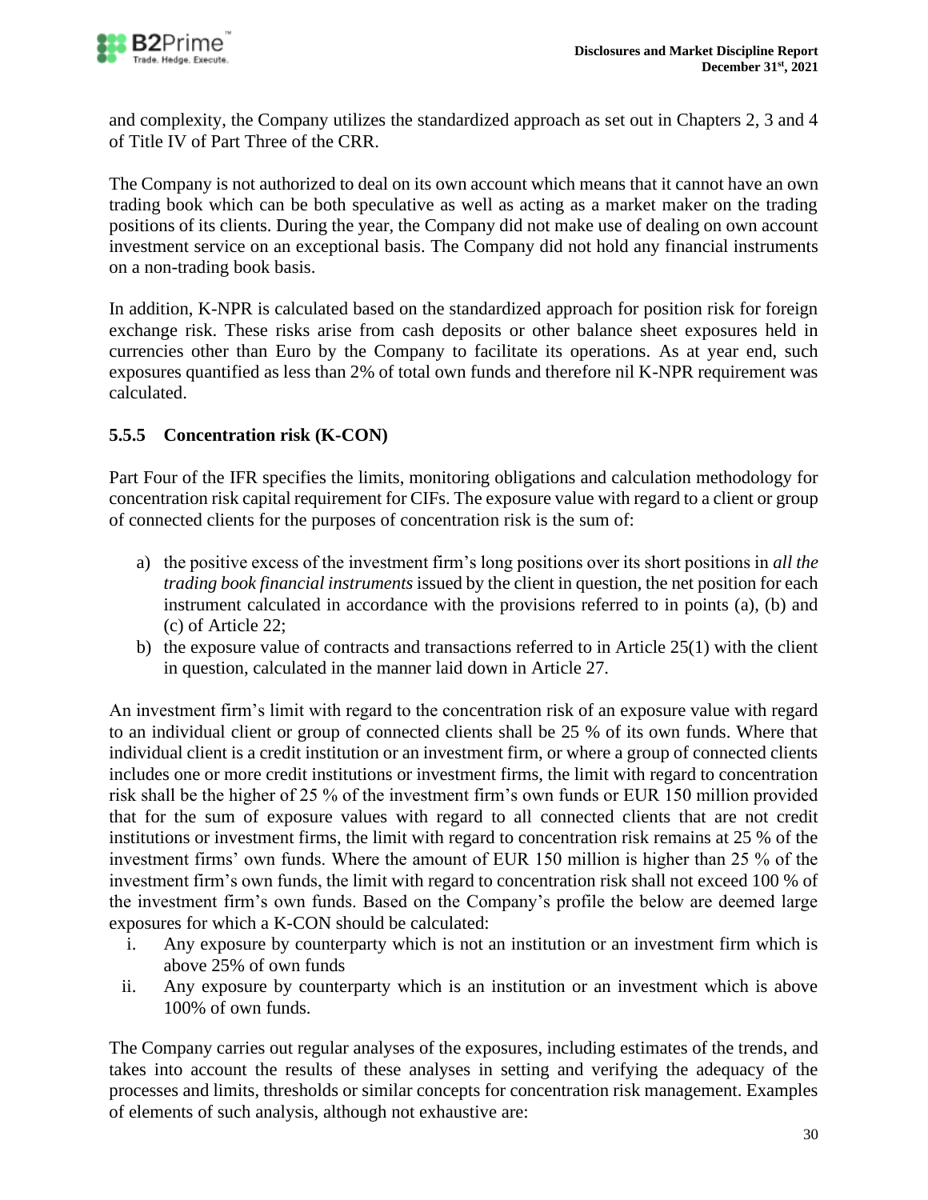and complexity, the Company utilizes the standardized approach as set out in Chapters 2, 3 and 4 of Title IV of Part Three of the CRR.

The Company is not authorized to deal on its own account which means that it cannot have an own trading book which can be both speculative as well as acting as a market maker on the trading positions of its clients. During the year, the Company did not make use of dealing on own account investment service on an exceptional basis. The Company did not hold any financial instruments on a non-trading book basis.

In addition, K-NPR is calculated based on the standardized approach for position risk for foreign exchange risk. These risks arise from cash deposits or other balance sheet exposures held in currencies other than Euro by the Company to facilitate its operations. As at year end, such exposures quantified as less than 2% of total own funds and therefore nil K-NPR requirement was calculated.

### 5.5.5 Concentration risk (K-CON)

Part Four of the IFR specifies the limits, monitoring obligations and calculation methodology for concentration risk capital requirement for CIFs. The exposure value with regard to a client or group of connected clients for the purposes of concentration risk is the sum of:

a) the positive excess of the investment firm's long positions over its short positions in *all the trading book financial instruments* issued by the client in question, the net position for each instrument calculated in accordance with the provisions referred to in points (a), (b) and (c) of Article 22;
b) the exposure value of contracts and transactions referred to in Article 25(1) with the client in question, calculated in the manner laid down in Article 27.

An investment firm's limit with regard to the concentration risk of an exposure value with regard to an individual client or group of connected clients shall be 25 % of its own funds. Where that individual client is a credit institution or an investment firm, or where a group of connected clients includes one or more credit institutions or investment firms, the limit with regard to concentration risk shall be the higher of 25 % of the investment firm's own funds or EUR 150 million provided that for the sum of exposure values with regard to all connected clients that are not credit institutions or investment firms, the limit with regard to concentration risk remains at 25 % of the investment firms' own funds. Where the amount of EUR 150 million is higher than 25 % of the investment firm's own funds, the limit with regard to concentration risk shall not exceed 100 % of the investment firm's own funds. Based on the Company's profile the below are deemed large exposures for which a K-CON should be calculated:

i. Any exposure by counterparty which is not an institution or an investment firm which is above 25% of own funds
ii. Any exposure by counterparty which is an institution or an investment which is above 100% of own funds.

The Company carries out regular analyses of the exposures, including estimates of the trends, and takes into account the results of these analyses in setting and verifying the adequacy of the processes and limits, thresholds or similar concepts for concentration risk management. Examples of elements of such analysis, although not exhaustive are: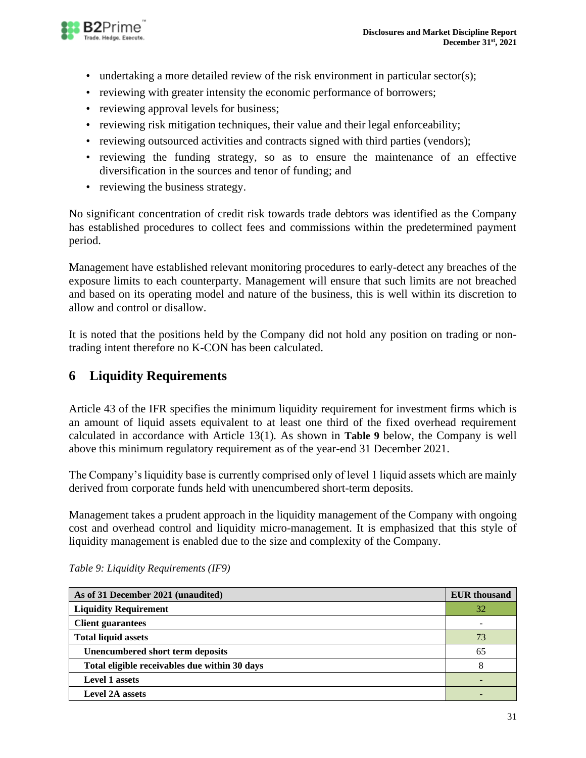- undertaking a more detailed review of the risk environment in particular sector(s);
- reviewing with greater intensity the economic performance of borrowers;
- reviewing approval levels for business;
- reviewing risk mitigation techniques, their value and their legal enforceability;
- reviewing outsourced activities and contracts signed with third parties (vendors);
- reviewing the funding strategy, so as to ensure the maintenance of an effective diversification in the sources and tenor of funding; and
- reviewing the business strategy.

No significant concentration of credit risk towards trade debtors was identified as the Company has established procedures to collect fees and commissions within the predetermined payment period.

Management have established relevant monitoring procedures to early-detect any breaches of the exposure limits to each counterparty. Management will ensure that such limits are not breached and based on its operating model and nature of the business, this is well within its discretion to allow and control or disallow.

It is noted that the positions held by the Company did not hold any position on trading or non-trading intent therefore no K-CON has been calculated.

# 6 Liquidity Requirements

Article 43 of the IFR specifies the minimum liquidity requirement for investment firms which is an amount of liquid assets equivalent to at least one third of the fixed overhead requirement calculated in accordance with Article 13(1). As shown in **Table 9** below, the Company is well above this minimum regulatory requirement as of the year-end 31 December 2021.

The Company's liquidity base is currently comprised only of level 1 liquid assets which are mainly derived from corporate funds held with unencumbered short-term deposits.

Management takes a prudent approach in the liquidity management of the Company with ongoing cost and overhead control and liquidity micro-management. It is emphasized that this style of liquidity management is enabled due to the size and complexity of the Company.

*Table 9: Liquidity Requirements (IF9)*

| As of 31 December 2021 (unaudited) | EUR thousand |
|---|---|
| **Liquidity Requirement** | 32 |
| **Client guarantees** | - |
| **Total liquid assets** | 73 |
| **Unencumbered short term deposits** | 65 |
| **Total eligible receivables due within 30 days** | 8 |
| **Level 1 assets** | - |
| **Level 2A assets** | - |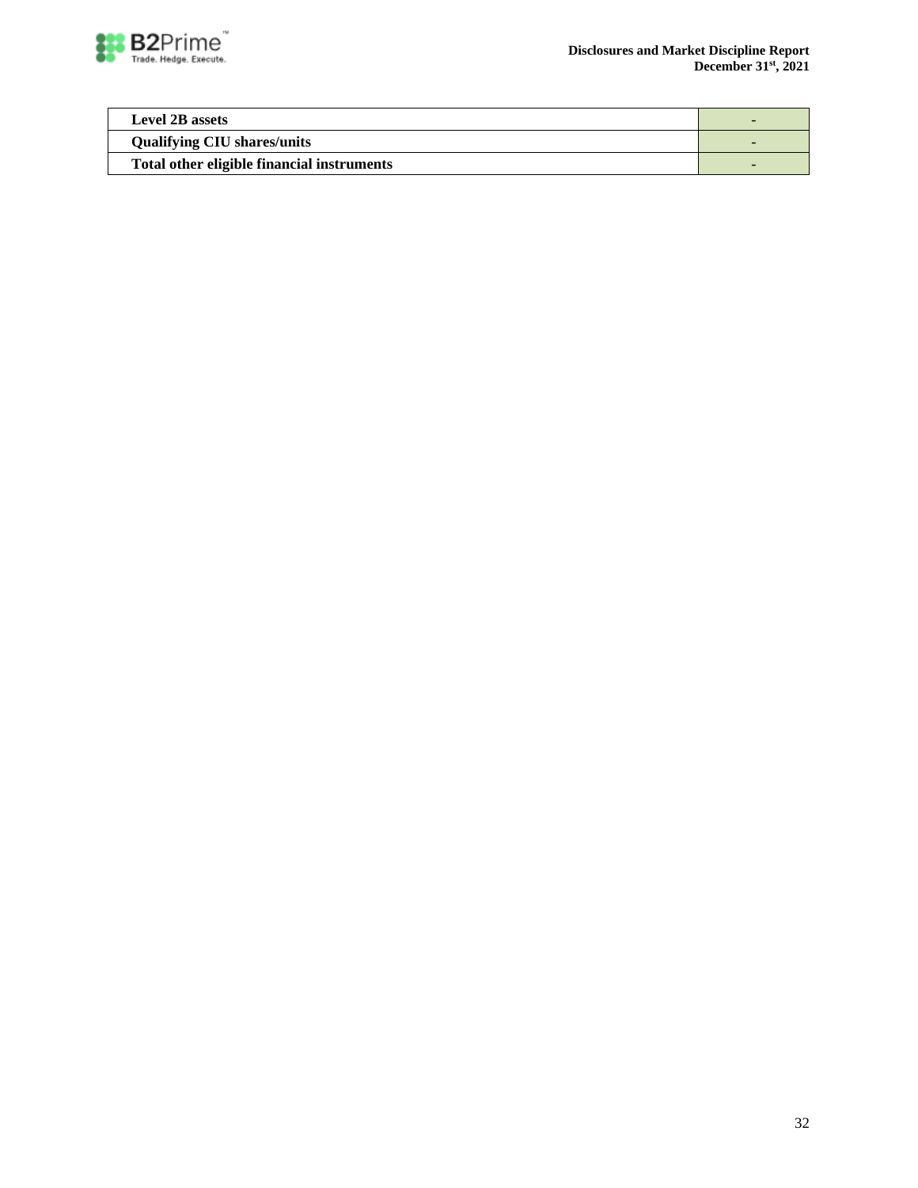| | |
|---|---|
| **Level 2B assets** | - |
| **Qualifying CIU shares/units** | - |
| **Total other eligible financial instruments** | - |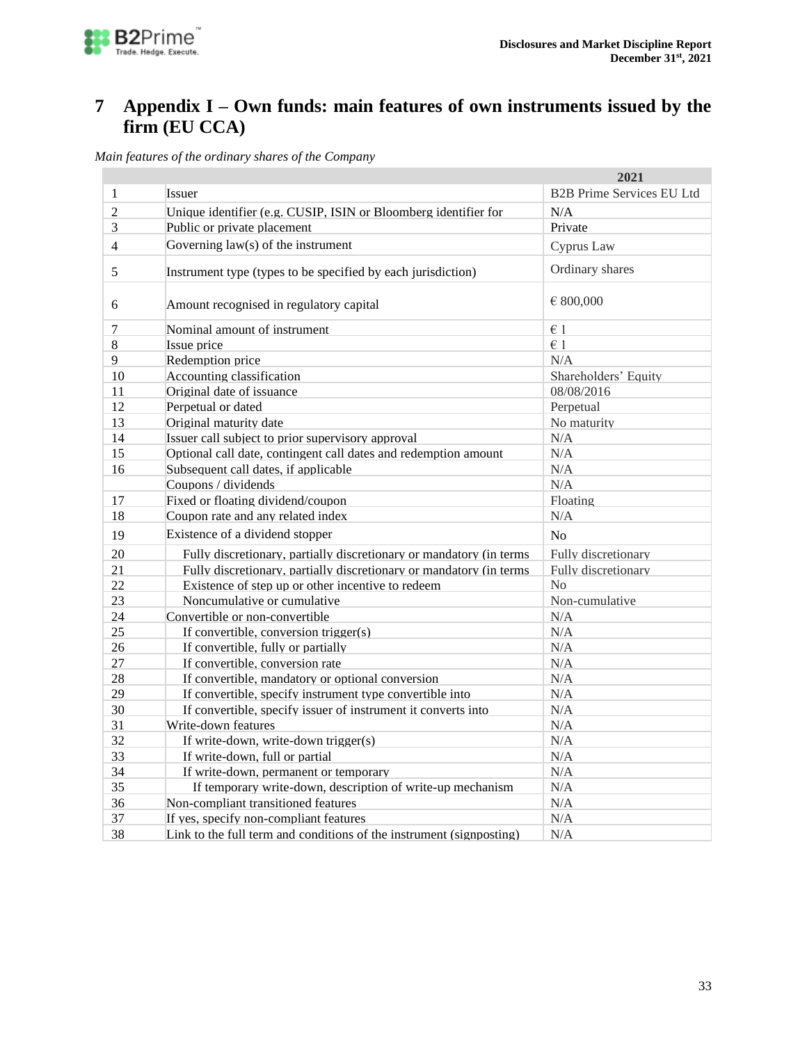# 7 Appendix I – Own funds: main features of own instruments issued by the firm (EU CCA)

*Main features of the ordinary shares of the Company*

| | | 2021 |
|---|---|---|
| 1 | Issuer | B2B Prime Services EU Ltd |
| 2 | Unique identifier (e.g. CUSIP, ISIN or Bloomberg identifier for | N/A |
| 3 | Public or private placement | Private |
| 4 | Governing law(s) of the instrument | Cyprus Law |
| 5 | Instrument type (types to be specified by each jurisdiction) | Ordinary shares |
| 6 | Amount recognised in regulatory capital | € 800,000 |
| 7 | Nominal amount of instrument | € 1 |
| 8 | Issue price | € 1 |
| 9 | Redemption price | N/A |
| 10 | Accounting classification | Shareholders' Equity |
| 11 | Original date of issuance | 08/08/2016 |
| 12 | Perpetual or dated | Perpetual |
| 13 | Original maturity date | No maturity |
| 14 | Issuer call subject to prior supervisory approval | N/A |
| 15 | Optional call date, contingent call dates and redemption amount | N/A |
| 16 | Subsequent call dates, if applicable | N/A |
| | Coupons / dividends | N/A |
| 17 | Fixed or floating dividend/coupon | Floating |
| 18 | Coupon rate and any related index | N/A |
| 19 | Existence of a dividend stopper | No |
| 20 | Fully discretionary, partially discretionary or mandatory (in terms | Fully discretionary |
| 21 | Fully discretionary, partially discretionary or mandatory (in terms | Fully discretionary |
| 22 | Existence of step up or other incentive to redeem | No |
| 23 | Noncumulative or cumulative | Non-cumulative |
| 24 | Convertible or non-convertible | N/A |
| 25 | If convertible, conversion trigger(s) | N/A |
| 26 | If convertible, fully or partially | N/A |
| 27 | If convertible, conversion rate | N/A |
| 28 | If convertible, mandatory or optional conversion | N/A |
| 29 | If convertible, specify instrument type convertible into | N/A |
| 30 | If convertible, specify issuer of instrument it converts into | N/A |
| 31 | Write-down features | N/A |
| 32 | If write-down, write-down trigger(s) | N/A |
| 33 | If write-down, full or partial | N/A |
| 34 | If write-down, permanent or temporary | N/A |
| 35 | If temporary write-down, description of write-up mechanism | N/A |
| 36 | Non-compliant transitioned features | N/A |
| 37 | If yes, specify non-compliant features | N/A |
| 38 | Link to the full term and conditions of the instrument (signposting) | N/A |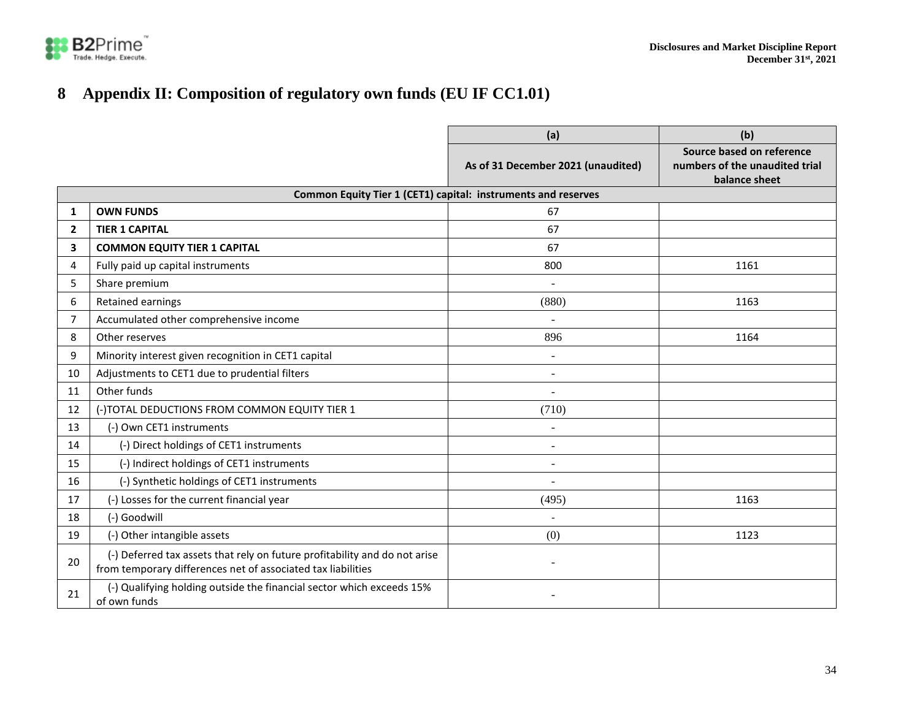# 8 Appendix II: Composition of regulatory own funds (EU IF CC1.01)

| | | (a) | (b) |
|---|---|---|---|
| | | As of 31 December 2021 (unaudited) | Source based on reference numbers of the unaudited trial balance sheet |
| **Common Equity Tier 1 (CET1) capital: instruments and reserves** | | | |
| **1** | **OWN FUNDS** | 67 | |
| **2** | **TIER 1 CAPITAL** | 67 | |
| **3** | **COMMON EQUITY TIER 1 CAPITAL** | 67 | |
| 4 | Fully paid up capital instruments | 800 | 1161 |
| 5 | Share premium | - | |
| 6 | Retained earnings | (880) | 1163 |
| 7 | Accumulated other comprehensive income | - | |
| 8 | Other reserves | 896 | 1164 |
| 9 | Minority interest given recognition in CET1 capital | - | |
| 10 | Adjustments to CET1 due to prudential filters | - | |
| 11 | Other funds | - | |
| 12 | (-)TOTAL DEDUCTIONS FROM COMMON EQUITY TIER 1 | (710) | |
| 13 | (-) Own CET1 instruments | - | |
| 14 | (-) Direct holdings of CET1 instruments | - | |
| 15 | (-) Indirect holdings of CET1 instruments | - | |
| 16 | (-) Synthetic holdings of CET1 instruments | - | |
| 17 | (-) Losses for the current financial year | (495) | 1163 |
| 18 | (-) Goodwill | - | |
| 19 | (-) Other intangible assets | (0) | 1123 |
| 20 | (-) Deferred tax assets that rely on future profitability and do not arise from temporary differences net of associated tax liabilities | - | |
| 21 | (-) Qualifying holding outside the financial sector which exceeds 15% of own funds | - | |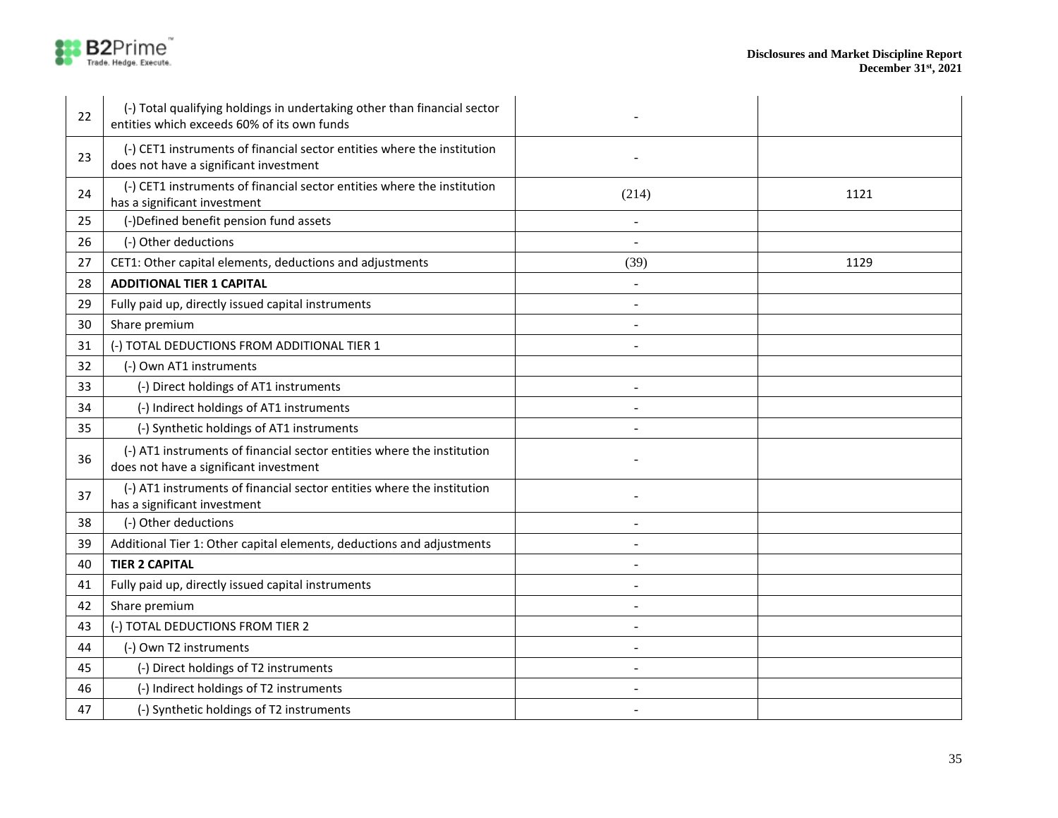| 22 | (-) Total qualifying holdings in undertaking other than financial sector entities which exceeds 60% of its own funds | - | |
|---|---|---|---|
| 23 | (-) CET1 instruments of financial sector entities where the institution does not have a significant investment | - | |
| 24 | (-) CET1 instruments of financial sector entities where the institution has a significant investment | (214) | 1121 |
| 25 | (-)Defined benefit pension fund assets | - | |
| 26 | (-) Other deductions | - | |
| 27 | CET1: Other capital elements, deductions and adjustments | (39) | 1129 |
| 28 | **ADDITIONAL TIER 1 CAPITAL** | - | |
| 29 | Fully paid up, directly issued capital instruments | - | |
| 30 | Share premium | - | |
| 31 | (-) TOTAL DEDUCTIONS FROM ADDITIONAL TIER 1 | - | |
| 32 | (-) Own AT1 instruments | | |
| 33 | (-) Direct holdings of AT1 instruments | - | |
| 34 | (-) Indirect holdings of AT1 instruments | - | |
| 35 | (-) Synthetic holdings of AT1 instruments | - | |
| 36 | (-) AT1 instruments of financial sector entities where the institution does not have a significant investment | - | |
| 37 | (-) AT1 instruments of financial sector entities where the institution has a significant investment | - | |
| 38 | (-) Other deductions | - | |
| 39 | Additional Tier 1: Other capital elements, deductions and adjustments | - | |
| 40 | **TIER 2 CAPITAL** | - | |
| 41 | Fully paid up, directly issued capital instruments | - | |
| 42 | Share premium | - | |
| 43 | (-) TOTAL DEDUCTIONS FROM TIER 2 | - | |
| 44 | (-) Own T2 instruments | - | |
| 45 | (-) Direct holdings of T2 instruments | - | |
| 46 | (-) Indirect holdings of T2 instruments | - | |
| 47 | (-) Synthetic holdings of T2 instruments | - | |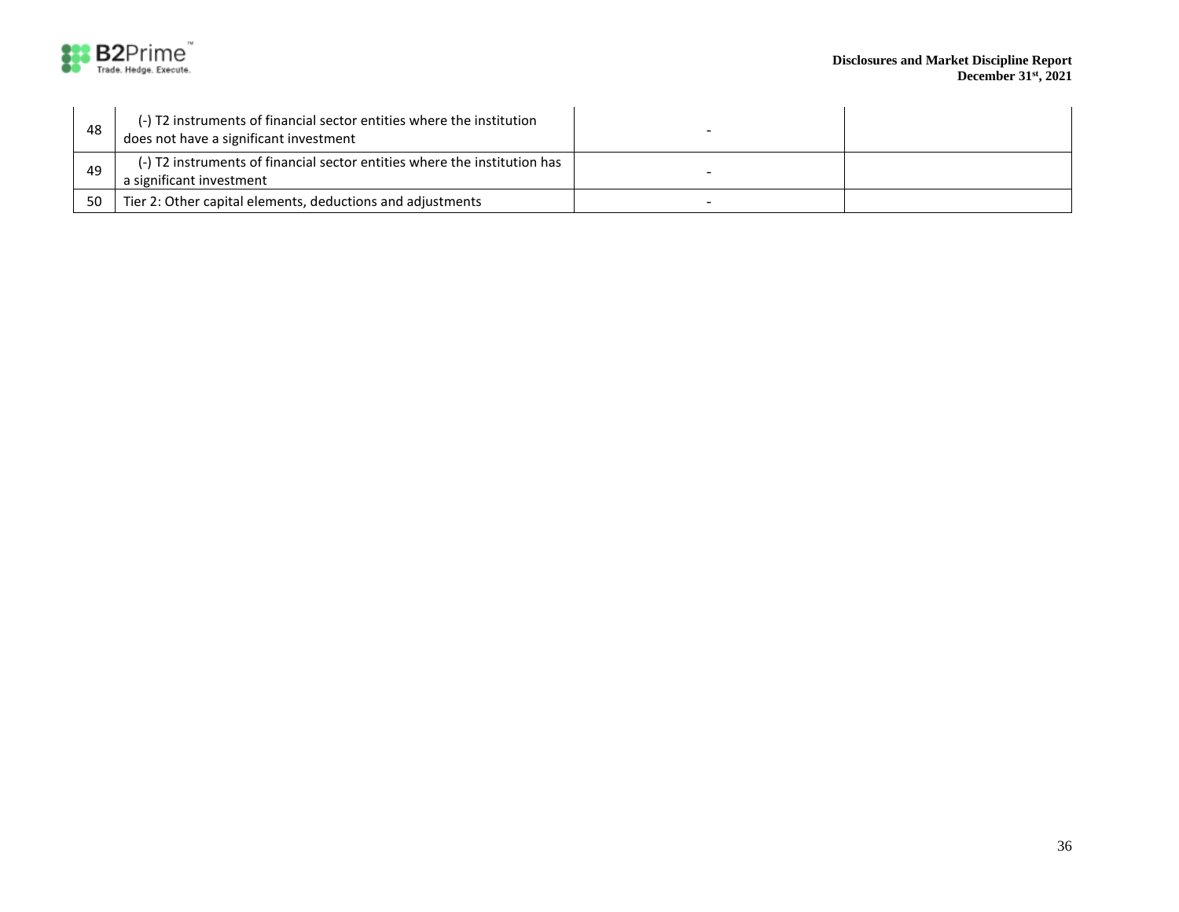| | | | |
|---|---|---|---|
| 48 | (-) T2 instruments of financial sector entities where the institution does not have a significant investment | - | |
| 49 | (-) T2 instruments of financial sector entities where the institution has a significant investment | - | |
| 50 | Tier 2: Other capital elements, deductions and adjustments | - | |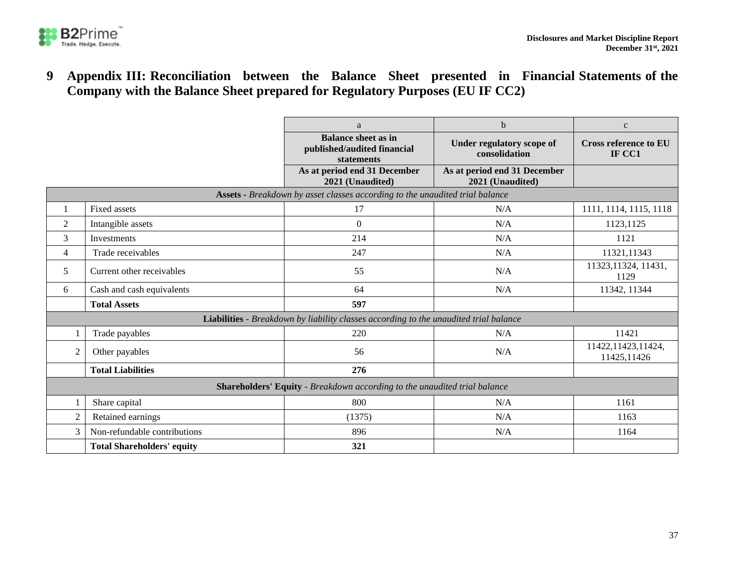# 9 Appendix III: Reconciliation between the Balance Sheet presented in Financial Statements of the Company with the Balance Sheet prepared for Regulatory Purposes (EU IF CC2)

| | | a | b | c |
|---|---|---|---|---|
| | | **Balance sheet as in published/audited financial statements** | **Under regulatory scope of consolidation** | **Cross reference to EU IF CC1** |
| | | **As at period end 31 December 2021 (Unaudited)** | **As at period end 31 December 2021 (Unaudited)** | |
| **Assets** - *Breakdown by asset classes according to the unaudited trial balance* | | | | |
| 1 | Fixed assets | 17 | N/A | 1111, 1114, 1115, 1118 |
| 2 | Intangible assets | 0 | N/A | 1123,1125 |
| 3 | Investments | 214 | N/A | 1121 |
| 4 | Trade receivables | 247 | N/A | 11321,11343 |
| 5 | Current other receivables | 55 | N/A | 11323,11324, 11431, 1129 |
| 6 | Cash and cash equivalents | 64 | N/A | 11342, 11344 |
| | **Total Assets** | **597** | | |
| **Liabilities** - *Breakdown by liability classes according to the unaudited trial balance* | | | | |
| 1 | Trade payables | 220 | N/A | 11421 |
| 2 | Other payables | 56 | N/A | 11422,11423,11424, 11425,11426 |
| | **Total Liabilities** | **276** | | |
| **Shareholders' Equity** - *Breakdown according to the unaudited trial balance* | | | | |
| 1 | Share capital | 800 | N/A | 1161 |
| 2 | Retained earnings | (1375) | N/A | 1163 |
| 3 | Non-refundable contributions | 896 | N/A | 1164 |
| | **Total Shareholders' equity** | **321** | | |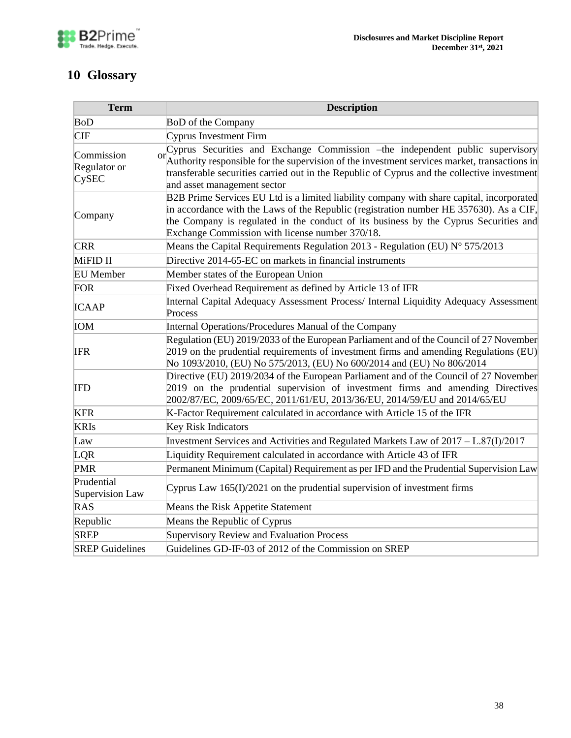# 10 Glossary

| Term | Description |
|---|---|
| BoD | BoD of the Company |
| CIF | Cyprus Investment Firm |
| Commission or Regulator or CySEC | Cyprus Securities and Exchange Commission –the independent public supervisory Authority responsible for the supervision of the investment services market, transactions in transferable securities carried out in the Republic of Cyprus and the collective investment and asset management sector |
| Company | B2B Prime Services EU Ltd is a limited liability company with share capital, incorporated in accordance with the Laws of the Republic (registration number HE 357630). As a CIF, the Company is regulated in the conduct of its business by the Cyprus Securities and Exchange Commission with license number 370/18. |
| CRR | Means the Capital Requirements Regulation 2013 - Regulation (EU) N° 575/2013 |
| MiFID II | Directive 2014-65-EC on markets in financial instruments |
| EU Member | Member states of the European Union |
| FOR | Fixed Overhead Requirement as defined by Article 13 of IFR |
| ICAAP | Internal Capital Adequacy Assessment Process/ Internal Liquidity Adequacy Assessment Process |
| IOM | Internal Operations/Procedures Manual of the Company |
| IFR | Regulation (EU) 2019/2033 of the European Parliament and of the Council of 27 November 2019 on the prudential requirements of investment firms and amending Regulations (EU) No 1093/2010, (EU) No 575/2013, (EU) No 600/2014 and (EU) No 806/2014 |
| IFD | Directive (EU) 2019/2034 of the European Parliament and of the Council of 27 November 2019 on the prudential supervision of investment firms and amending Directives 2002/87/EC, 2009/65/EC, 2011/61/EU, 2013/36/EU, 2014/59/EU and 2014/65/EU |
| KFR | K-Factor Requirement calculated in accordance with Article 15 of the IFR |
| KRIs | Key Risk Indicators |
| Law | Investment Services and Activities and Regulated Markets Law of 2017 – L.87(I)/2017 |
| LQR | Liquidity Requirement calculated in accordance with Article 43 of IFR |
| PMR | Permanent Minimum (Capital) Requirement as per IFD and the Prudential Supervision Law |
| Prudential Supervision Law | Cyprus Law 165(I)/2021 on the prudential supervision of investment firms |
| RAS | Means the Risk Appetite Statement |
| Republic | Means the Republic of Cyprus |
| SREP | Supervisory Review and Evaluation Process |
| SREP Guidelines | Guidelines GD-IF-03 of 2012 of the Commission on SREP |